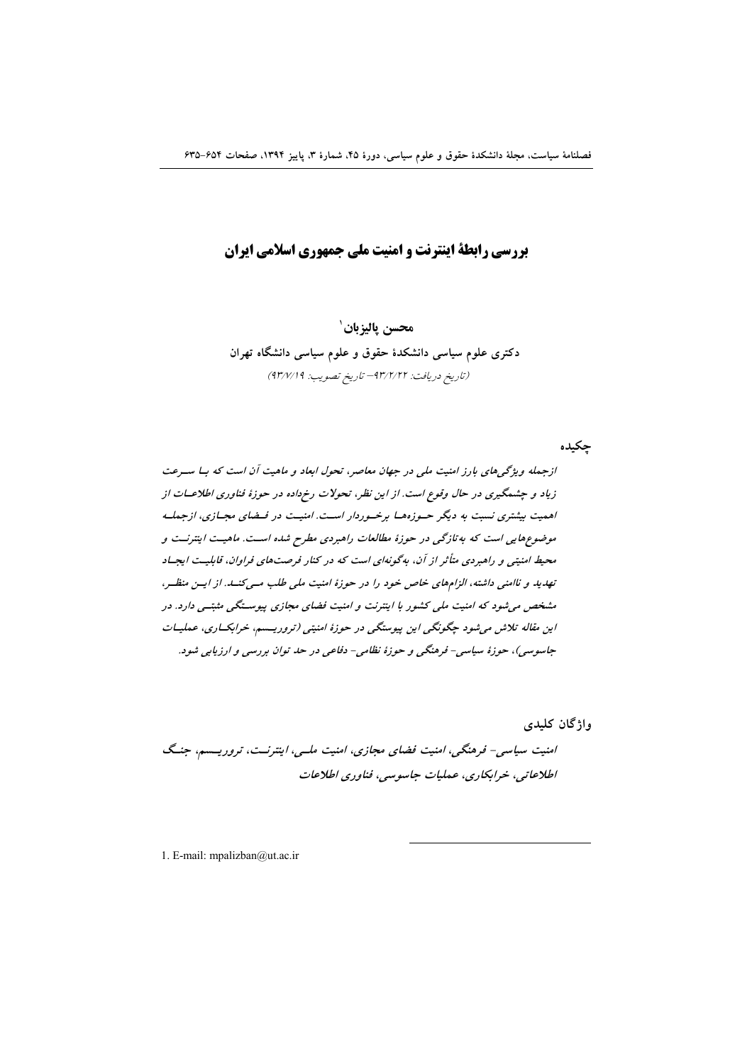# بررسی رابطهٔ اینترنت و امنیت ملی جمهوری اسلامی ایران

**محسن پالیزبان**[1]

**دکتری علوم سیاسی دانشکدهٔ حقوق و علوم سیاسی دانشگاه تهران**

*(تاریخ دریافت: ۹۳/۲/۲۲– تاریخ تصویب: ۹۳/۷/۱۹)*

## چکیده

*ازجمله ویژگی‌های بارز امنیت ملی در جهان معاصر، تحول ابعاد و ماهیت آن است که با سرعت زیاد و چشمگیری در حال وقوع است. از این نظر، تحولات رخداده در حوزهٔ فناوری اطلاعات از اهمیت بیشتری نسبت به دیگر حوزه‌ها برخوردار است. امنیت در فضای مجازی، ازجمله موضوع‌هایی است که به‌تازگی در حوزهٔ مطالعات راهبردی مطرح شده است. ماهیت اینترنت و محیط امنیتی و راهبردی متأثر از آن، به‌گونه‌ای است که در کنار فرصت‌های فراوان، قابلیت ایجاد تهدید و ناامنی داشته، الزام‌های خاص خود را در حوزهٔ امنیت ملی طلب می‌کند. از این منظر، مشخص می‌شود که امنیت ملی کشور با اینترنت و امنیت فضای مجازی پیوستگی مثبتی دارد. در این مقاله تلاش می‌شود چگونگی این پیوستگی در حوزهٔ امنیتی (تروریسم، خرابکاری، عملیات جاسوسی)، حوزهٔ سیاسی- فرهنگی و حوزهٔ نظامی- دفاعی در حد توان بررسی و ارزیابی شود.*

## واژگان کلیدی

*امنیت سیاسی- فرهنگی، امنیت فضای مجازی، امنیت ملی، اینترنت، تروریسم، جنگ اطلاعاتی، خرابکاری، عملیات جاسوسی، فناوری اطلاعات*

1. E-mail: mpalizban@ut.ac.ir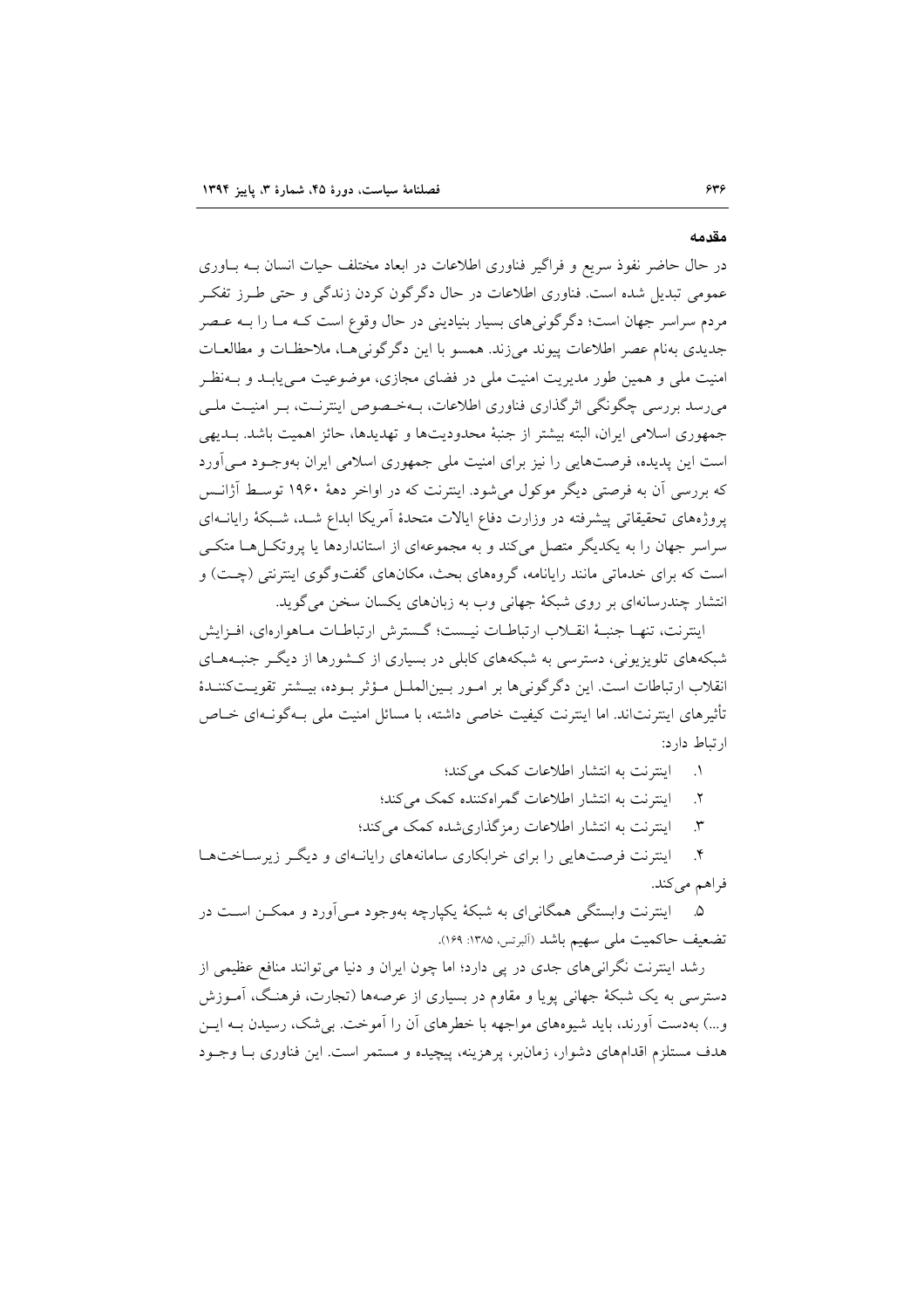## مقدمه

در حال حاضر نفوذ سریع و فراگیر فناوری اطلاعات در ابعاد مختلف حیات انسان بـه بـاوری عمومی تبدیل شده است. فناوری اطلاعات در حال دگرگون کردن زندگی و حتی طـرز تفکـر مردم سراسر جهان است؛ دگرگونی‌های بسیار بنیادینی در حال وقوع است کـه مـا را بـه عـصر جدیدی به‌نام عصر اطلاعات پیوند می‌زند. همسو با این دگرگونی‌هـا، ملاحظـات و مطالعـات امنیت ملی و همین طور مدیریت امنیت ملی در فضای مجازی، موضوعیت مـی‌یابـد و بـه‌نظـر می‌رسد بررسی چگونگی اثرگذاری فناوری اطلاعات، بـه‌خـصوص اینترنـت، بـر امنیـت ملـی جمهوری اسلامی ایران، البته بیشتر از جنبهٔ محدودیت‌ها و تهدیدها، حائز اهمیت باشد. بـدیهی است این پدیده، فرصت‌هایی را نیز برای امنیت ملی جمهوری اسلامی ایران به‌وجـود مـی‌آورد که بررسی آن به فرصتی دیگر موکول می‌شود. اینترنت که در اواخر دههٔ ۱۹۶۰ توسـط آژانـس پروژه‌های تحقیقاتی پیشرفته در وزارت دفاع ایالات متحدهٔ آمریکا ابداع شـد، شـبکهٔ رایانـه‌ای سراسر جهان را به یکدیگر متصل می‌کند و به مجموعه‌ای از استانداردها یا پروتکـل‌هـا متکـی است که برای خدماتی مانند رایانامه، گروه‌های بحث، مکان‌های گفت‌وگوی اینترنتی (چـت) و انتشار چندرسانه‌ای بر روی شبکهٔ جهانی وب به زبان‌های یکسان سخن می‌گوید.

اینترنت، تنهـا جنبـهٔ انقـلاب ارتباطـات نیـست؛ گـسترش ارتباطـات مـاهواره‌ای، افـزایش شبکه‌های تلویزیونی، دسترسی به شبکه‌های کابلی در بسیاری از کـشورها از دیگـر جنبـه‌هـای انقلاب ارتباطات است. این دگرگونی‌ها بر امـور بـین‌الملـل مـؤثر بـوده، بیـشتر تقویـت‌کننـدهٔ تأثیرهای اینترنت‌اند. اما اینترنت کیفیت خاصی داشته، با مسائل امنیت ملی بـه‌گونـه‌ای خـاص ارتباط دارد:

۱. اینترنت به انتشار اطلاعات کمک می‌کند؛
۲. اینترنت به انتشار اطلاعات گمراه‌کننده کمک می‌کند؛
۳. اینترنت به انتشار اطلاعات رمزگذاری‌شده کمک می‌کند؛
۴. اینترنت فرصت‌هایی را برای خرابکاری سامانه‌های رایانـه‌ای و دیگـر زیرسـاخت‌هـا فراهم می‌کند.
۵. اینترنت وابستگی همگانی‌ای به شبکهٔ یکپارچه به‌وجود مـی‌آورد و ممکـن اسـت در تضعیف حاکمیت ملی سهیم باشد (آلبرتس، ۱۳۸۵: ۱۶۹).

رشد اینترنت نگرانی‌های جدی در پی دارد؛ اما چون ایران و دنیا می‌توانند منافع عظیمی از دسترسی به یک شبکهٔ جهانی پویا و مقاوم در بسیاری از عرصه‌ها (تجارت، فرهنـگ، آمـوزش و...) به‌دست آورند، باید شیوه‌های مواجهه با خطرهای آن را آموخت. بی‌شک، رسیدن بـه ایـن هدف مستلزم اقدام‌های دشوار، زمان‌بر، پرهزینه، پیچیده و مستمر است. این فناوری بـا وجـود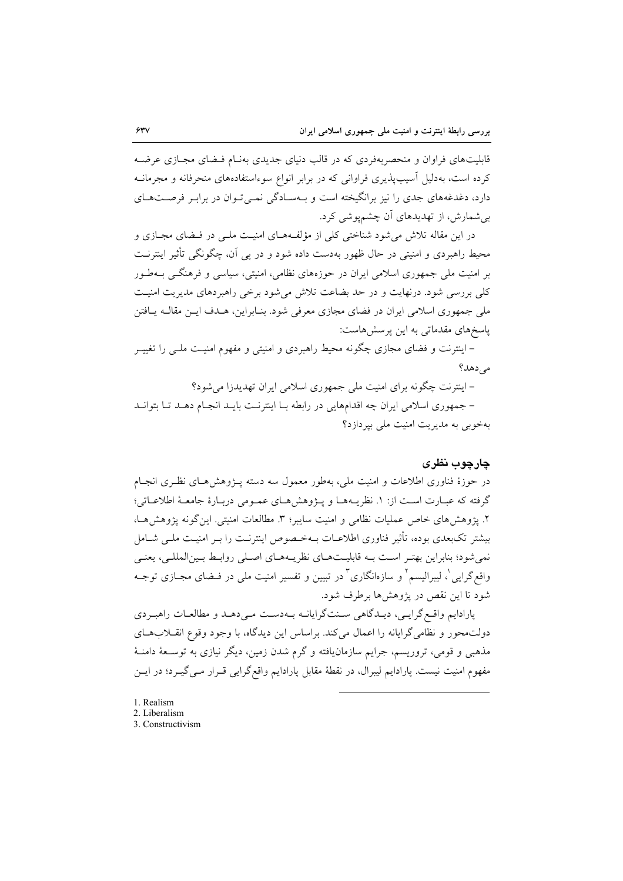قابلیت‌های فراوان و منحصربه‌فردی که در قالب دنیای جدیدی به‌نام فضای مجازی عرضه کرده است، به‌دلیل آسیب‌پذیری فراوانی که در برابر انواع سوءاستفاده‌های منحرفانه و مجرمانه دارد، دغدغه‌های جدی را نیز برانگیخته است و به‌سادگی نمی‌توان در برابر فرصت‌های بی‌شمارش، از تهدیدهای آن چشم‌پوشی کرد.

در این مقاله تلاش می‌شود شناختی کلی از مؤلفه‌های امنیت ملی در فضای مجازی و محیط راهبردی و امنیتی در حال ظهور به‌دست داده شود و در پی آن، چگونگی تأثیر اینترنت بر امنیت ملی جمهوری اسلامی ایران در حوزه‌های نظامی، امنیتی، سیاسی و فرهنگی به‌طور کلی بررسی شود. درنهایت و در حد بضاعت تلاش می‌شود برخی راهبردهای مدیریت امنیت ملی جمهوری اسلامی ایران در فضای مجازی معرفی شود. بنابراین، هدف این مقاله یافتن پاسخ‌های مقدماتی به این پرسش‌هاست:

- اینترنت و فضای مجازی چگونه محیط راهبردی و امنیتی و مفهوم امنیت ملی را تغییر می‌دهد؟
- اینترنت چگونه برای امنیت ملی جمهوری اسلامی ایران تهدیدزا می‌شود؟
- جمهوری اسلامی ایران چه اقدام‌هایی در رابطه با اینترنت باید انجام دهد تا بتواند به‌خوبی به مدیریت امنیت ملی بپردازد؟

## چارچوب نظری

در حوزهٔ فناوری اطلاعات و امنیت ملی، به‌طور معمول سه دسته پژوهش‌های نظری انجام گرفته که عبارت است از: ۱. نظریه‌ها و پژوهش‌های عمومی دربارهٔ جامعهٔ اطلاعاتی؛ ۲. پژوهش‌های خاص عملیات نظامی و امنیت سایبر؛ ۳. مطالعات امنیتی. این‌گونه پژوهش‌ها، بیشتر تک‌بعدی بوده، تأثیر فناوری اطلاعات به‌خصوص اینترنت را بر امنیت ملی شامل نمی‌شود؛ بنابراین بهتر است به قابلیت‌های نظریه‌های اصلی روابط بین‌المللی، یعنی واقع‌گرایی[1]، لیبرالیسم[2] و سازه‌انگاری[3] در تبیین و تفسیر امنیت ملی در فضای مجازی توجه شود تا این نقص در پژوهش‌ها برطرف شود.

پارادایم واقع‌گرایی، دیدگاهی سنت‌گرایانه به‌دست می‌دهد و مطالعات راهبردی دولت‌محور و نظامی‌گرایانه را اعمال می‌کند. براساس این دیدگاه، با وجود وقوع انقلاب‌های مذهبی و قومی، تروریسم، جرایم سازمان‌یافته و گرم شدن زمین، دیگر نیازی به توسعهٔ دامنهٔ مفهوم امنیت نیست. پارادایم لیبرال، در نقطهٔ مقابل پارادایم واقع‌گرایی قرار می‌گیرد؛ در این

1. Realism
2. Liberalism
3. Constructivism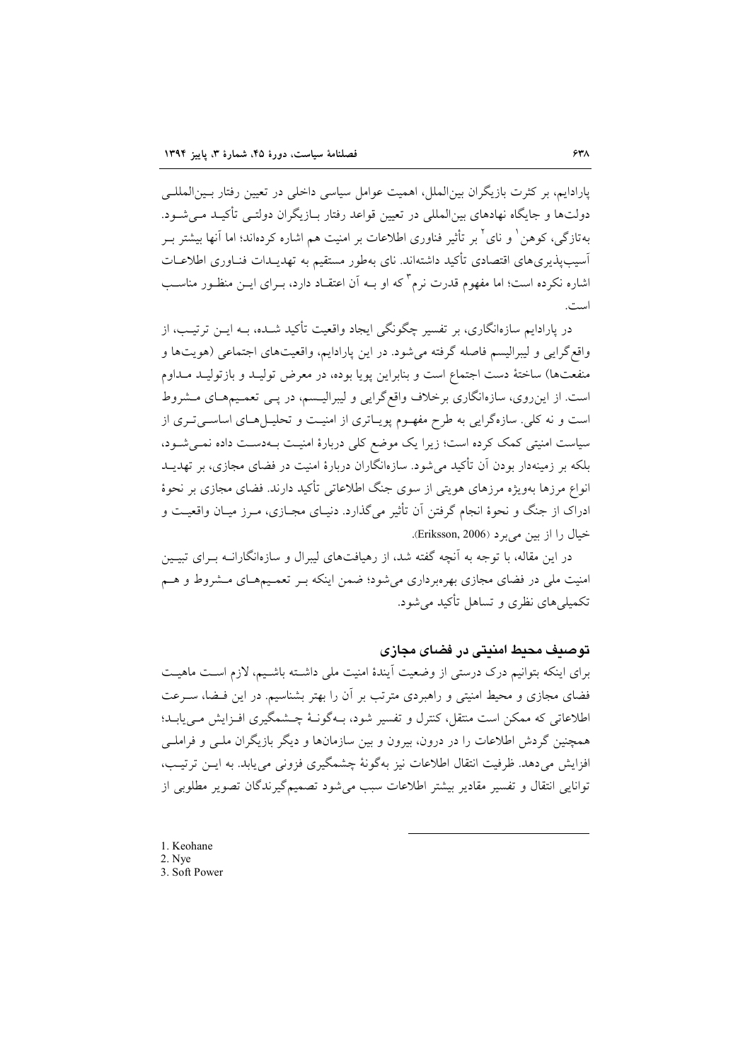پارادایم، بر کثرت بازیگران بین‌الملل، اهمیت عوامل سیاسی داخلی در تعیین رفتار بین‌المللی دولت‌ها و جایگاه نهادهای بین‌المللی در تعیین قواعد رفتار بازیگران دولتی تأکید می‌شود. به‌تازگی، کوهن[1] و نای[2] بر تأثیر فناوری اطلاعات بر امنیت هم اشاره کرده‌اند؛ اما آنها بیشتر بر آسیب‌پذیری‌های اقتصادی تأکید داشته‌اند. نای به‌طور مستقیم به تهدیدات فناوری اطلاعات اشاره نکرده است؛ اما مفهوم قدرت نرم[3] که او به آن اعتقاد دارد، برای این منظور مناسب است.

در پارادایم سازه‌انگاری، بر تفسیر چگونگی ایجاد واقعیت تأکید شده، به این ترتیب، از واقع‌گرایی و لیبرالیسم فاصله گرفته می‌شود. در این پارادایم، واقعیت‌های اجتماعی (هویت‌ها و منفعت‌ها) ساختهٔ دست اجتماع است و بنابراین پویا بوده، در معرض تولید و بازتولید مداوم است. از این‌روی، سازه‌انگاری برخلاف واقع‌گرایی و لیبرالیسم، در پی تعمیم‌های مشروط است و نه کلی. سازه‌گرایی به طرح مفهوم پویاتری از امنیت و تحلیل‌های اساسی‌تری از سیاست امنیتی کمک کرده است؛ زیرا یک موضع کلی دربارهٔ امنیت به‌دست داده نمی‌شود، بلکه بر زمینه‌دار بودن آن تأکید می‌شود. سازه‌انگاران دربارهٔ امنیت در فضای مجازی، بر تهدید انواع مرزها به‌ویژه مرزهای هویتی از سوی جنگ اطلاعاتی تأکید دارند. فضای مجازی بر نحوهٔ ادراک از جنگ و نحوهٔ انجام گرفتن آن تأثیر می‌گذارد. دنیای مجازی، مرز میان واقعیت و خیال را از بین می‌برد (Eriksson, 2006).

در این مقاله، با توجه به آنچه گفته شد، از رهیافت‌های لیبرال و سازه‌انگارانه برای تبیین امنیت ملی در فضای مجازی بهره‌برداری می‌شود؛ ضمن اینکه بر تعمیم‌های مشروط و هم تکمیلی‌های نظری و تساهل تأکید می‌شود.

## توصیف محیط امنیتی در فضای مجازی

برای اینکه بتوانیم درک درستی از وضعیت آیندهٔ امنیت ملی داشته باشیم، لازم است ماهیت فضای مجازی و محیط امنیتی و راهبردی مترتب بر آن را بهتر بشناسیم. در این فضا، سرعت اطلاعاتی که ممکن است منتقل، کنترل و تفسیر شود، به‌گونهٔ چشمگیری افزایش می‌یابد؛ همچنین گردش اطلاعات را در درون، بیرون و بین سازمان‌ها و دیگر بازیگران ملی و فراملی افزایش می‌دهد. ظرفیت انتقال اطلاعات نیز به‌گونهٔ چشمگیری فزونی می‌یابد. به این ترتیب، توانایی انتقال و تفسیر مقادیر بیشتر اطلاعات سبب می‌شود تصمیم‌گیرندگان تصویر مطلوبی از

---

1. Keohane
2. Nye
3. Soft Power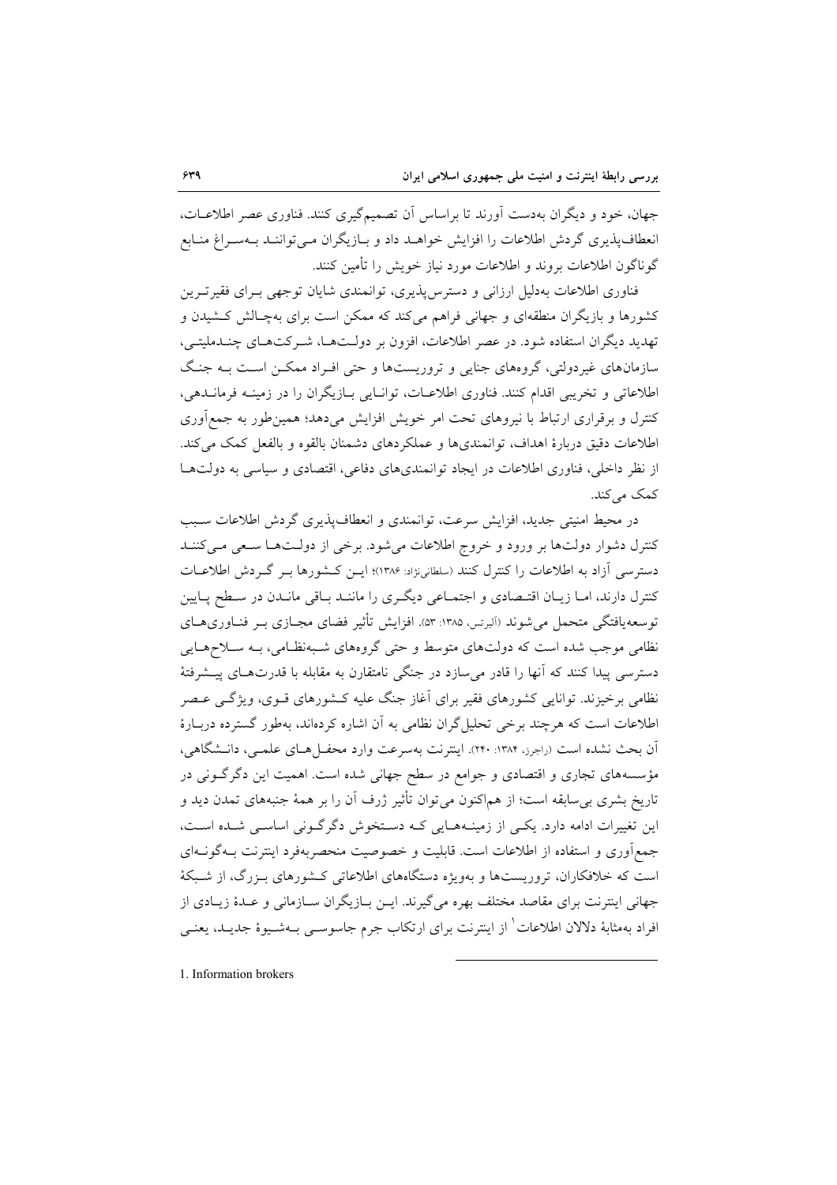جهان، خود و دیگران به‌دست آورند تا براساس آن تصمیم‌گیری کنند. فناوری عصر اطلاعات، انعطاف‌پذیری گردش اطلاعات را افزایش خواهد داد و بازیگران می‌توانند به‌سراغ منابع گوناگون اطلاعات بروند و اطلاعات مورد نیاز خویش را تأمین کنند.

فناوری اطلاعات به‌دلیل ارزانی و دسترس‌پذیری، توانمندی شایان توجهی برای فقیرترین کشورها و بازیگران منطقه‌ای و جهانی فراهم می‌کند که ممکن است برای به‌چالش کشیدن و تهدید دیگران استفاده شود. در عصر اطلاعات، افزون بر دولت‌ها، شرکت‌های چندملیتی، سازمان‌های غیردولتی، گروه‌های جنایی و تروریست‌ها و حتی افراد ممکن است به جنگ اطلاعاتی و تخریبی اقدام کنند. فناوری اطلاعات، توانایی بازیگران را در زمینه فرماندهی، کنترل و برقراری ارتباط با نیروهای تحت امر خویش افزایش می‌دهد؛ همین‌طور به جمع‌آوری اطلاعات دقیق دربارهٔ اهداف، توانمندی‌ها و عملکردهای دشمنان بالقوه و بالفعل کمک می‌کند. از نظر داخلی، فناوری اطلاعات در ایجاد توانمندی‌های دفاعی، اقتصادی و سیاسی به دولت‌ها کمک می‌کند.

در محیط امنیتی جدید، افزایش سرعت، توانمندی و انعطاف‌پذیری گردش اطلاعات سبب کنترل دشوار دولت‌ها بر ورود و خروج اطلاعات می‌شود. برخی از دولت‌ها سعی می‌کنند دسترسی آزاد به اطلاعات را کنترل کنند (سلطانی‌نژاد: ۱۳۸۶)؛ این کشورها بر گردش اطلاعات کنترل دارند، اما زیان اقتصادی و اجتماعی دیگری را مانند باقی ماندن در سطح پایین توسعه‌یافتگی متحمل می‌شوند (آلبرتس، ۱۳۸۵: ۵۳). افزایش تأثیر فضای مجازی بر فناوری‌های نظامی موجب شده است که دولت‌های متوسط و حتی گروه‌های شبه‌نظامی، به سلاح‌هایی دسترسی پیدا کنند که آنها را قادر می‌سازد در جنگی نامتقارن به مقابله با قدرت‌های پیشرفتهٔ نظامی برخیزند. توانایی کشورهای فقیر برای آغاز جنگ علیه کشورهای قوی، ویژگی عصر اطلاعات است که هرچند برخی تحلیل‌گران نظامی به آن اشاره کرده‌اند، به‌طور گسترده دربارهٔ آن بحث نشده است (راجرز، ۱۳۸۴: ۲۴۰). اینترنت به‌سرعت وارد محفل‌های علمی، دانشگاهی، مؤسسه‌های تجاری و اقتصادی و جوامع در سطح جهانی شده است. اهمیت این دگرگونی در تاریخ بشری بی‌سابقه است؛ از هم‌اکنون می‌توان تأثیر ژرف آن را بر همهٔ جنبه‌های تمدن دید و این تغییرات ادامه دارد. یکی از زمینه‌هایی که دستخوش دگرگونی اساسی شده است، جمع‌آوری و استفاده از اطلاعات است. قابلیت و خصوصیت منحصربه‌فرد اینترنت به‌گونه‌ای است که خلافکاران، تروریست‌ها و به‌ویژه دستگاه‌های اطلاعاتی کشورهای بزرگ، از شبکهٔ جهانی اینترنت برای مقاصد مختلف بهره می‌گیرند. این بازیگران سازمانی و عدهٔ زیادی از افراد به‌مثابهٔ دلالان اطلاعات[1] از اینترنت برای ارتکاب جرم جاسوسی به‌شیوهٔ جدید، یعنی

---

1. Information brokers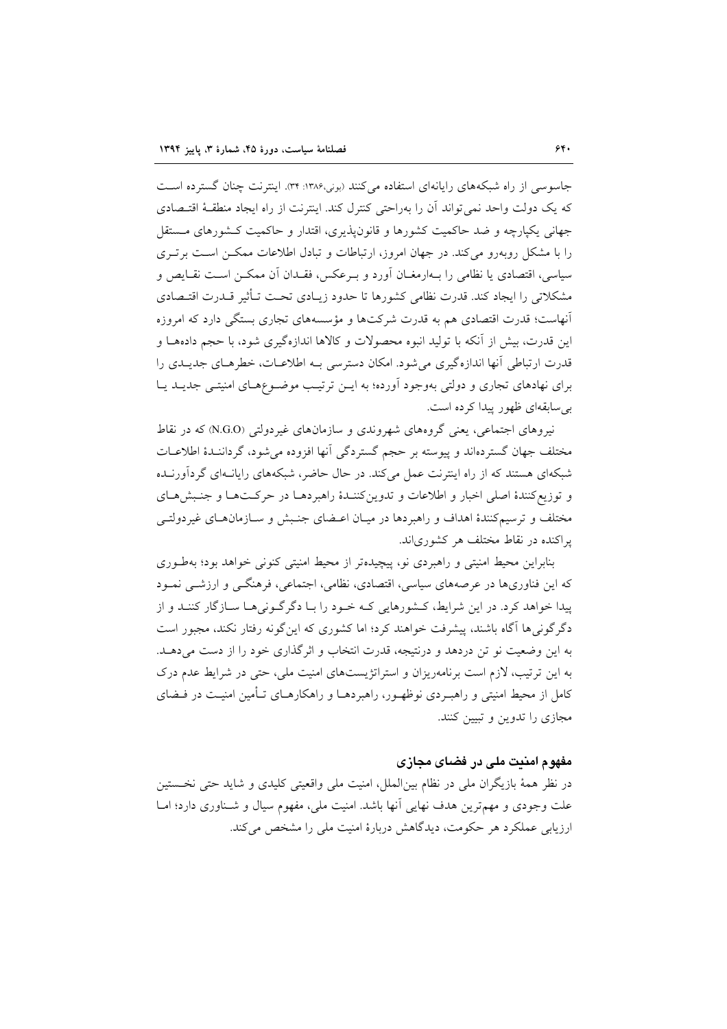جاسوسی از راه شبکه‌های رایانه‌ای استفاده می‌کنند (بونی،۱۳۸۶: ۳۴). اینترنت چنان گسترده است که یک دولت واحد نمی‌تواند آن را به‌راحتی کنترل کند. اینترنت از راه ایجاد منطقهٔ اقتصادی جهانی یکپارچه و ضد حاکمیت کشورها و قانون‌پذیری، اقتدار و حاکمیت کشورهای مستقل را با مشکل روبه‌رو می‌کند. در جهان امروز، ارتباطات و تبادل اطلاعات ممکن است برتری سیاسی، اقتصادی یا نظامی را به‌ارمغان آورد و برعکس، فقدان آن ممکن است نقایص و مشکلاتی را ایجاد کند. قدرت نظامی کشورها تا حدود زیادی تحت تأثیر قدرت اقتصادی آنهاست؛ قدرت اقتصادی هم به قدرت شرکت‌ها و مؤسسه‌های تجاری بستگی دارد که امروزه این قدرت، بیش از آنکه با تولید انبوه محصولات و کالاها اندازه‌گیری شود، با حجم داده‌ها و قدرت ارتباطی آنها اندازه‌گیری می‌شود. امکان دسترسی به اطلاعات، خطرهای جدیدی را برای نهادهای تجاری و دولتی به‌وجود آورده؛ به این ترتیب موضوع‌های امنیتی جدید یا بی‌سابقه‌ای ظهور پیدا کرده است.

نیروهای اجتماعی، یعنی گروه‌های شهروندی و سازمان‌های غیردولتی (N.G.O) که در نقاط مختلف جهان گسترده‌اند و پیوسته بر حجم گستردگی آنها افزوده می‌شود، گردانندهٔ اطلاعات شبکه‌ای هستند که از راه اینترنت عمل می‌کند. در حال حاضر، شبکه‌های رایانه‌ای گردآورنده و توزیع‌کنندهٔ اصلی اخبار و اطلاعات و تدوین‌کنندهٔ راهبردها در حرکت‌ها و جنبش‌های مختلف و ترسیم‌کنندهٔ اهداف و راهبردها در میان اعضای جنبش و سازمان‌های غیردولتی پراکنده در نقاط مختلف هر کشوری‌اند.

بنابراین محیط امنیتی و راهبردی نو، پیچیده‌تر از محیط امنیتی کنونی خواهد بود؛ به‌طوری که این فناوری‌ها در عرصه‌های سیاسی، اقتصادی، نظامی، اجتماعی، فرهنگی و ارزشی نمود پیدا خواهد کرد. در این شرایط، کشورهایی که خود را با دگرگونی‌ها سازگار کنند و از دگرگونی‌ها آگاه باشند، پیشرفت خواهند کرد؛ اما کشوری که این‌گونه رفتار نکند، مجبور است به این وضعیت نو تن دردهد و درنتیجه، قدرت انتخاب و اثرگذاری خود را از دست می‌دهد. به این ترتیب، لازم است برنامه‌ریزان و استراتژیست‌های امنیت ملی، حتی در شرایط عدم درک کامل از محیط امنیتی و راهبردی نوظهور، راهبردها و راهکارهای تأمین امنیت در فضای مجازی را تدوین و تبیین کنند.

## مفهوم امنیت ملی در فضای مجازی

در نظر همهٔ بازیگران ملی در نظام بین‌الملل، امنیت ملی واقعیتی کلیدی و شاید حتی نخستین علت وجودی و مهم‌ترین هدف نهایی آنها باشد. امنیت ملی، مفهوم سیال و شناوری دارد؛ اما ارزیابی عملکرد هر حکومت، دیدگاهش دربارهٔ امنیت ملی را مشخص می‌کند.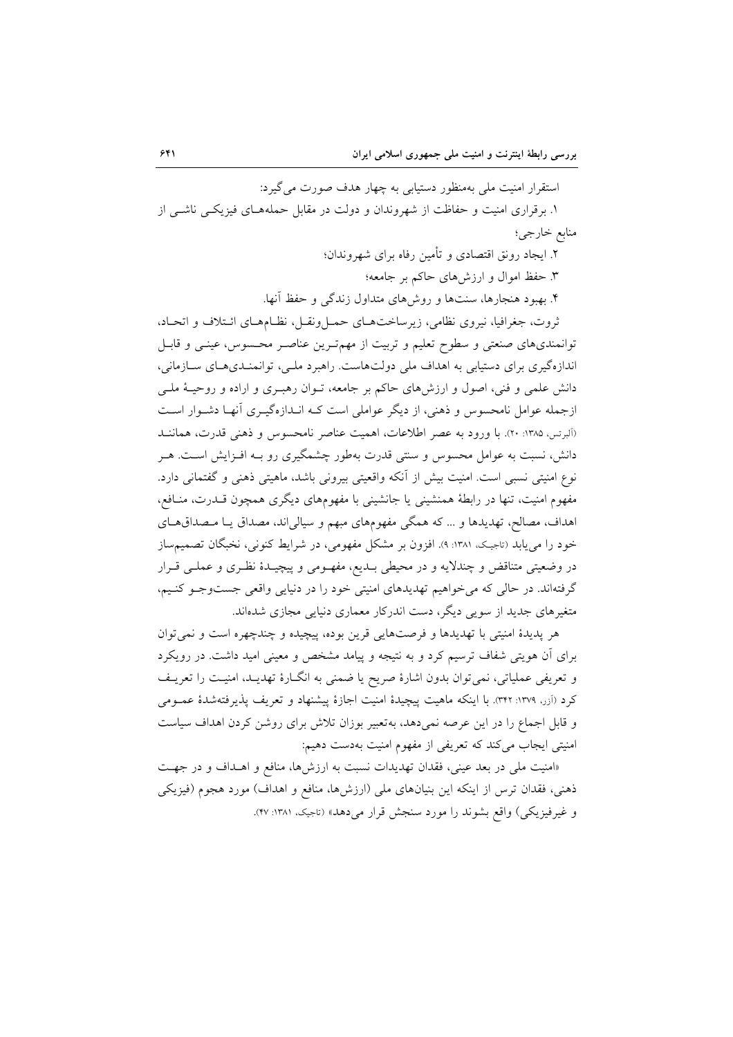استقرار امنیت ملی به‌منظور دستیابی به چهار هدف صورت می‌گیرد:

۱. برقراری امنیت و حفاظت از شهروندان و دولت در مقابل حمله‌های فیزیکی ناشی از منابع خارجی؛

۲. ایجاد رونق اقتصادی و تأمین رفاه برای شهروندان؛

۳. حفظ اموال و ارزش‌های حاکم بر جامعه؛

۴. بهبود هنجارها، سنت‌ها و روش‌های متداول زندگی و حفظ آنها.

ثروت، جغرافیا، نیروی نظامی، زیرساخت‌های حمل‌ونقل، نظام‌های ائتلاف و اتحاد، توانمندی‌های صنعتی و سطوح تعلیم و تربیت از مهم‌ترین عناصر محسوس، عینی و قابل اندازه‌گیری برای دستیابی به اهداف ملی دولت‌هاست. راهبرد ملی، توانمندی‌های سازمانی، دانش علمی و فنی، اصول و ارزش‌های حاکم بر جامعه، توان رهبری و اراده و روحیهٔ ملی ازجمله عوامل نامحسوس و ذهنی، از دیگر عواملی است که اندازه‌گیری آنها دشوار است (آلبرتس، ۱۳۸۵: ۲۰). با ورود به عصر اطلاعات، اهمیت عناصر نامحسوس و ذهنی قدرت، همانند دانش، نسبت به عوامل محسوس و سنتی قدرت به‌طور چشمگیری رو به افزایش است. هر نوع امنیتی نسبی است. امنیت بیش از آنکه واقعیتی بیرونی باشد، ماهیتی ذهنی و گفتمانی دارد. مفهوم امنیت، تنها در رابطهٔ همنشینی یا جانشینی با مفهوم‌های دیگری همچون قدرت، منافع، اهداف، مصالح، تهدیدها و ... که همگی مفهوم‌های مبهم و سیالی‌اند، مصداق یا مصداق‌های خود را می‌یابد (تاجیک، ۱۳۸۱: ۹). افزون بر مشکل مفهومی، در شرایط کنونی، نخبگان تصمیم‌ساز در وضعیتی متناقض و چندلایه و در محیطی بدیع، مفهومی و پیچیدهٔ نظری و عملی قرار گرفته‌اند. در حالی که می‌خواهیم تهدیدهای امنیتی خود را در دنیایی واقعی جست‌وجو کنیم، متغیرهای جدید از سویی دیگر، دست اندرکار معماری دنیایی مجازی شده‌اند.

هر پدیدهٔ امنیتی با تهدیدها و فرصت‌هایی قرین بوده، پیچیده و چندچهره است و نمی‌توان برای آن هویتی شفاف ترسیم کرد و به نتیجه و پیامد مشخص و معینی امید داشت. در رویکرد و تعریفی عملیاتی، نمی‌توان بدون اشارهٔ صریح یا ضمنی به انگارهٔ تهدید، امنیت را تعریف کرد (آزر، ۱۳۷۹: ۳۴۲). با اینکه ماهیت پیچیدهٔ امنیت اجازهٔ پیشنهاد و تعریف پذیرفته‌شدهٔ عمومی و قابل اجماع را در این عرصه نمی‌دهد، به‌تعبیر بوزان تلاش برای روشن کردن اهداف سیاست امنیتی ایجاب می‌کند که تعریفی از مفهوم امنیت به‌دست دهیم:

«امنیت ملی در بعد عینی، فقدان تهدیدات نسبت به ارزش‌ها، منافع و اهداف و در جهت ذهنی، فقدان ترس از اینکه این بنیان‌های ملی (ارزش‌ها، منافع و اهداف) مورد هجوم (فیزیکی و غیرفیزیکی) واقع بشوند را مورد سنجش قرار می‌دهد» (تاجیک، ۱۳۸۱: ۴۷).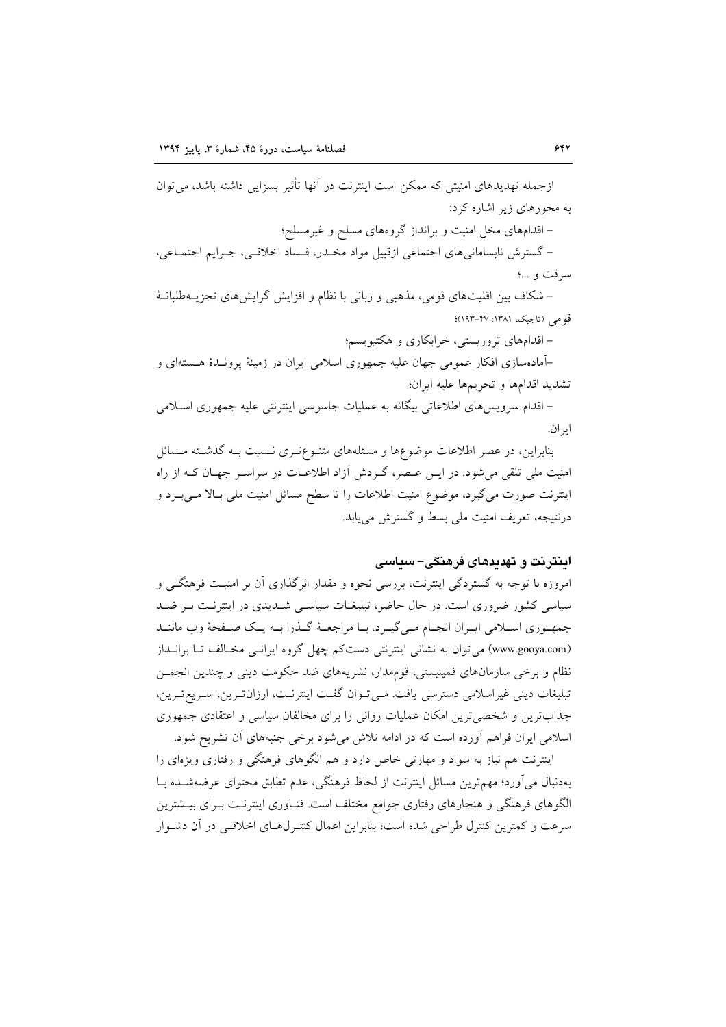ازجمله تهدیدهای امنیتی که ممکن است اینترنت در آنها تأثیر بسزایی داشته باشد، می‌توان به محورهای زیر اشاره کرد:

- اقدام‌های مخل امنیت و برانداز گروه‌های مسلح و غیرمسلح؛
- گسترش نابسامانی‌های اجتماعی ازقبیل مواد مخدر، فساد اخلاقی، جرایم اجتماعی، سرقت و ...؛
- شکاف بین اقلیت‌های قومی، مذهبی و زبانی با نظام و افزایش گرایش‌های تجزیه‌طلبانهٔ قومی (تاجیک، ۱۳۸۱: ۴۷-۱۹۳)؛
- اقدام‌های تروریستی، خرابکاری و هکتیویسم؛
- آماده‌سازی افکار عمومی جهان علیه جمهوری اسلامی ایران در زمینهٔ پروندهٔ هسته‌ای و تشدید اقدام‌ها و تحریم‌ها علیه ایران؛
- اقدام سرویس‌های اطلاعاتی بیگانه به عملیات جاسوسی اینترنتی علیه جمهوری اسلامی ایران.

بنابراین، در عصر اطلاعات موضوع‌ها و مسئله‌های متنوع‌تری نسبت به گذشته مسائل امنیت ملی تلقی می‌شود. در این عصر، گردش آزاد اطلاعات در سراسر جهان که از راه اینترنت صورت می‌گیرد، موضوع امنیت اطلاعات را تا سطح مسائل امنیت ملی بالا می‌برد و درنتیجه، تعریف امنیت ملی بسط و گسترش می‌یابد.

## اینترنت و تهدیدهای فرهنگی- سیاسی

امروزه با توجه به گستردگی اینترنت، بررسی نحوه و مقدار اثرگذاری آن بر امنیت فرهنگی و سیاسی کشور ضروری است. در حال حاضر، تبلیغات سیاسی شدیدی در اینترنت بر ضد جمهوری اسلامی ایران انجام می‌گیرد. با مراجعهٔ گذرا به یک صفحهٔ وب مانند (www.gooya.com) می‌توان به نشانی اینترنتی دست‌کم چهل گروه ایرانی مخالف تا برانداز نظام و برخی سازمان‌های فمینیستی، قوم‌مدار، نشریه‌های ضد حکومت دینی و چندین انجمن تبلیغات دینی غیراسلامی دسترسی یافت. می‌توان گفت اینترنت، ارزان‌ترین، سریع‌ترین، جذاب‌ترین و شخصی‌ترین امکان عملیات روانی را برای مخالفان سیاسی و اعتقادی جمهوری اسلامی ایران فراهم آورده است که در ادامه تلاش می‌شود برخی جنبه‌های آن تشریح شود.

اینترنت هم نیاز به سواد و مهارتی خاص دارد و هم الگوهای فرهنگی و رفتاری ویژه‌ای را به‌دنبال می‌آورد؛ مهم‌ترین مسائل اینترنت از لحاظ فرهنگی، عدم تطابق محتوای عرضه‌شده با الگوهای فرهنگی و هنجارهای رفتاری جوامع مختلف است. فناوری اینترنت برای بیشترین سرعت و کمترین کنترل طراحی شده است؛ بنابراین اعمال کنترل‌های اخلاقی در آن دشوار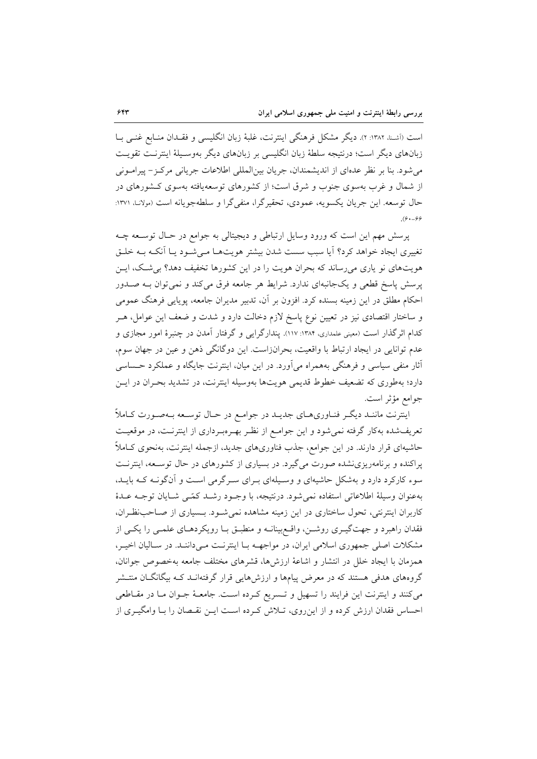است (آشنا، ۱۳۸۲: ۲). دیگر مشکل فرهنگی اینترنت، غلبهٔ زبان انگلیسی و فقدان منابع غنی با زبان‌های دیگر است؛ درنتیجه سلطهٔ زبان انگلیسی بر زبان‌های دیگر به‌وسیلهٔ اینترنت تقویت می‌شود. بنا بر نظر عده‌ای از اندیشمندان، جریان بین‌المللی اطلاعات جریانی مرکز- پیرامونی از شمال و غرب به‌سوی جنوب و شرق است؛ از کشورهای توسعه‌یافته به‌سوی کشورهای در حال توسعه. این جریان یکسویه، عمودی، تحقیرگرا، منفی‌گرا و سلطه‌جویانه است (مولانا، ۱۳۷۱: ۶۶-۶۰).

پرسش مهم این است که ورود وسایل ارتباطی و دیجیتالی به جوامع در حال توسعه چه تغییری ایجاد خواهد کرد؟ آیا سبب سست شدن بیشتر هویت‌ها می‌شود یا آنکه به خلق هویت‌های نو یاری می‌رساند که بحران هویت را در این کشورها تخفیف دهد؟ بی‌شک، این پرسش پاسخ قطعی و یک‌جانبه‌ای ندارد. شرایط هر جامعه فرق می‌کند و نمی‌توان به صدور احکام مطلق در این زمینه بسنده کرد. افزون بر آن، تدبیر مدیران جامعه، پویایی فرهنگ عمومی و ساختار اقتصادی نیز در تعیین نوع پاسخ لازم دخالت دارد و شدت و ضعف این عوامل، هر کدام اثرگذار است (معینی علمداری، ۱۳۸۴: ۱۱۷). پندارگرایی و گرفتار آمدن در چنبرهٔ امور مجازی و عدم توانایی در ایجاد ارتباط با واقعیت، بحران‌زاست. این دوگانگی ذهن و عین در جهان سوم، آثار منفی سیاسی و فرهنگی به‌همراه می‌آورد. در این میان، اینترنت جایگاه و عملکرد حساسی دارد؛ به‌طوری که تضعیف خطوط قدیمی هویت‌ها به‌وسیله اینترنت، در تشدید بحران در این جوامع مؤثر است.

اینترنت مانند دیگر فناوری‌های جدید در جوامع در حال توسعه به‌صورت کاملاً تعریف‌شده به‌کار گرفته نمی‌شود و این جوامع از نظر بهره‌برداری از اینترنت، در موقعیت حاشیه‌ای قرار دارند. در این جوامع، جذب فناوری‌های جدید، ازجمله اینترنت، به‌نحوی کاملاً پراکنده و برنامه‌ریزی‌نشده صورت می‌گیرد. در بسیاری از کشورهای در حال توسعه، اینترنت سوء کارکرد دارد و به‌شکل حاشیه‌ای و وسیله‌ای برای سرگرمی است و آن‌گونه که باید، به‌عنوان وسیلهٔ اطلاعاتی استفاده نمی‌شود. درنتیجه، با وجود رشد کمّی شایان توجه عدهٔ کاربران اینترنتی، تحول ساختاری در این زمینه مشاهده نمی‌شود. بسیاری از صاحب‌نظران، فقدان راهبرد و جهت‌گیری روشن، واقع‌بینانه و منطبق با رویکردهای علمی را یکی از مشکلات اصلی جمهوری اسلامی ایران، در مواجهه با اینترنت می‌دانند. در سالیان اخیر، همزمان با ایجاد خلل در انتشار و اشاعهٔ ارزش‌ها، قشرهای مختلف جامعه به‌خصوص جوانان، گروه‌های هدفی هستند که در معرض پیام‌ها و ارزش‌هایی قرار گرفته‌اند که بیگانگان منتشر می‌کنند و اینترنت این فرایند را تسهیل و تسریع کرده است. جامعهٔ جوان ما در مقاطعی احساس فقدان ارزش کرده و از این‌روی، تلاش کرده است این نقصان را با وامگیری از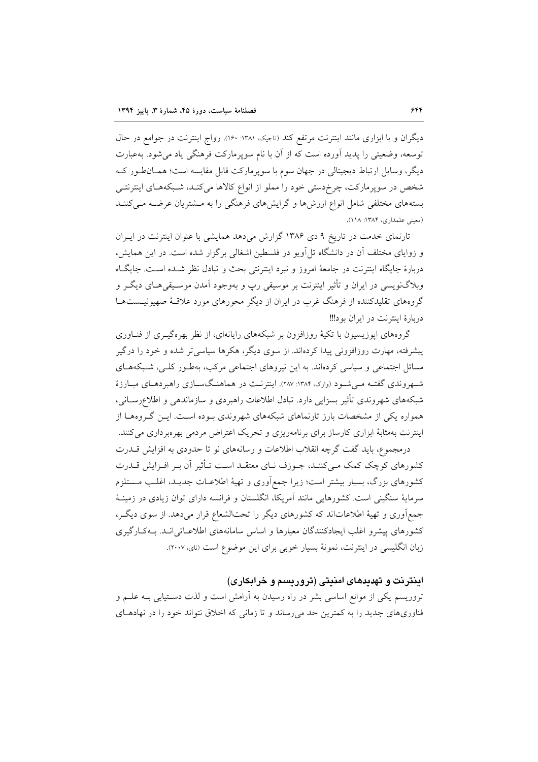دیگران و با ابزاری مانند اینترنت مرتفع کند (تاجیک، ۱۳۸۱: ۱۶۰). رواج اینترنت در جوامع در حال توسعه، وضعیتی را پدید آورده است که از آن با نام سوپرمارکت فرهنگی یاد می‌شود. به‌عبارت دیگر، وسایل ارتباط دیجیتالی در جهان سوم با سوپرمارکت قابل مقایسه است؛ همان‌طور که شخص در سوپرمارکت، چرخ‌دستی خود را مملو از انواع کالاها می‌کند، شبکه‌های اینترنتی بسته‌های مختلفی شامل انواع ارزش‌ها و گرایش‌های فرهنگی را به مشتریان عرضه می‌کنند (معینی علمداری، ۱۳۸۴: ۱۱۸).

تارنمای خدمت در تاریخ ۹ دی ۱۳۸۶ گزارش می‌دهد همایشی با عنوان اینترنت در ایران و زوایای مختلف آن در دانشگاه تل‌آویو در فلسطین اشغالی برگزار شده است. در این همایش، دربارهٔ جایگاه اینترنت در جامعهٔ امروز و نبرد اینترنتی بحث و تبادل نظر شده است. جایگاه وبلاگ‌نویسی در ایران و تأثیر اینترنت بر موسیقی رپ و به‌وجود آمدن موسیقی‌های دیگر و گروه‌های تقلیدکننده از فرهنگ غرب در ایران از دیگر محورهای مورد علاقهٔ صهیونیست‌ها دربارهٔ اینترنت در ایران بود!!!

گروه‌های اپوزیسیون با تکیهٔ روزافزون بر شبکه‌های رایانه‌ای، از نظر بهره‌گیری از فناوری پیشرفته، مهارت روزافزونی پیدا کرده‌اند. از سوی دیگر، هکرها سیاسی‌تر شده و خود را درگیر مسائل اجتماعی و سیاسی کرده‌اند. به این نیروهای اجتماعی مرکب، به‌طور کلی، شبکه‌های شهروندی گفته می‌شود (وارک، ۱۳۸۴: ۲۸۷). اینترنت در هماهنگ‌سازی راهبردهای مبارزهٔ شبکه‌های شهروندی تأثیر بسزایی دارد. تبادل اطلاعات راهبردی و سازماندهی و اطلاع‌رسانی، همواره یکی از مشخصات بارز تارنماهای شبکه‌های شهروندی بوده است. این گروه‌ها از اینترنت به‌مثابهٔ ابزاری کارساز برای برنامه‌ریزی و تحریک اعتراض مردمی بهره‌برداری می‌کنند.

درمجموع، باید گفت گرچه انقلاب اطلاعات و رسانه‌های نو تا حدودی به افزایش قدرت کشورهای کوچک کمک می‌کنند، جوزف نای معتقد است تأثیر آن بر افزایش قدرت کشورهای بزرگ، بسیار بیشتر است؛ زیرا جمع‌آوری و تهیهٔ اطلاعات جدید، اغلب مستلزم سرمایهٔ سنگینی است. کشورهایی مانند آمریکا، انگلستان و فرانسه دارای توان زیادی در زمینهٔ جمع‌آوری و تهیهٔ اطلاعات‌اند که کشورهای دیگر را تحت‌الشعاع قرار می‌دهد. از سوی دیگر، کشورهای پیشرو اغلب ایجادکنندگان معیارها و اساس سامانه‌های اطلاعاتی‌اند. به‌کارگیری زبان انگلیسی در اینترنت، نمونهٔ بسیار خوبی برای این موضوع است (نای، ۲۰۰۷).

## اینترنت و تهدیدهای امنیتی (تروریسم و خرابکاری)

تروریسم یکی از موانع اساسی بشر در راه رسیدن به آرامش است و لذت دستیابی به علم و فناوری‌های جدید را به کمترین حد می‌رساند و تا زمانی که اخلاق نتواند خود را در نهادهای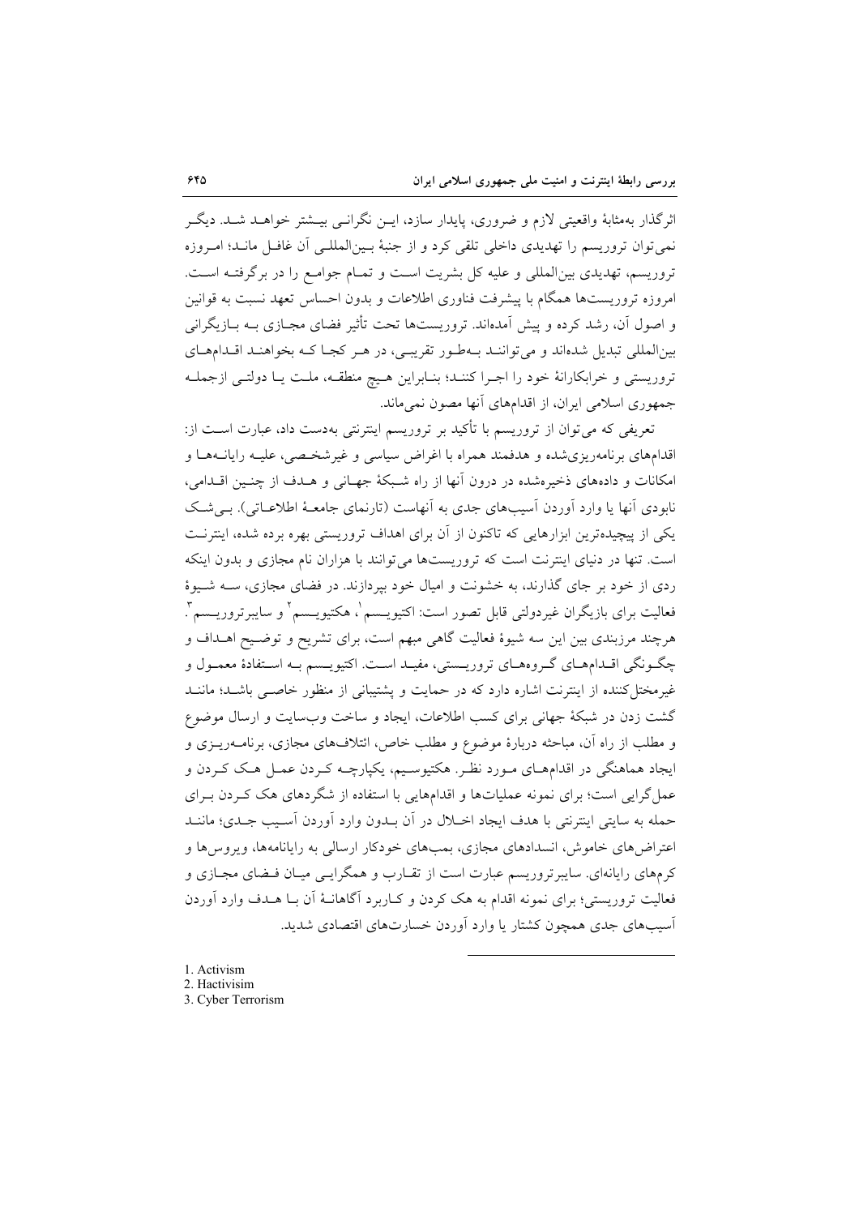اثرگذار به‌مثابهٔ واقعیتی لازم و ضروری، پایدار سازد، این نگرانی بیشتر خواهد شد. دیگر نمی‌توان تروریسم را تهدیدی داخلی تلقی کرد و از جنبهٔ بین‌المللی آن غافل ماند؛ امروزه تروریسم، تهدیدی بین‌المللی و علیه کل بشریت است و تمام جوامع را در برگرفته است. امروزه تروریست‌ها همگام با پیشرفت فناوری اطلاعات و بدون احساس تعهد نسبت به قوانین و اصول آن، رشد کرده و پیش آمده‌اند. تروریست‌ها تحت تأثیر فضای مجازی به بازیگرانی بین‌المللی تبدیل شده‌اند و می‌توانند به‌طور تقریبی، در هر کجا که بخواهند اقدام‌های تروریستی و خرابکارانهٔ خود را اجرا کنند؛ بنابراین هیچ منطقه، ملت یا دولتی ازجمله جمهوری اسلامی ایران، از اقدام‌های آنها مصون نمی‌ماند.

تعریفی که می‌توان از تروریسم با تأکید بر تروریسم اینترنتی به‌دست داد، عبارت است از: اقدام‌های برنامه‌ریزی‌شده و هدفمند همراه با اغراض سیاسی و غیرشخصی، علیه رایانه‌ها و امکانات و داده‌های ذخیره‌شده در درون آنها از راه شبکهٔ جهانی و هدف از چنین اقدامی، نابودی آنها یا وارد آوردن آسیب‌های جدی به آنهاست (تارنمای جامعهٔ اطلاعاتی). بی‌شک یکی از پیچیده‌ترین ابزارهایی که تاکنون از آن برای اهداف تروریستی بهره برده شده، اینترنت است. تنها در دنیای اینترنت است که تروریست‌ها می‌توانند با هزاران نام مجازی و بدون اینکه ردی از خود بر جای گذارند، به خشونت و امیال خود بپردازند. در فضای مجازی، سه شیوهٔ فعالیت برای بازیگران غیردولتی قابل تصور است: اکتیویسم[1]، هکتیویسم[2] و سایبرتروریسم[3]. هرچند مرزبندی بین این سه شیوهٔ فعالیت گاهی مبهم است، برای تشریح و توضیح اهداف و چگونگی اقدام‌های گروه‌های تروریستی، مفید است. اکتیویسم به استفادهٔ معمول و غیرمختل‌کننده از اینترنت اشاره دارد که در حمایت و پشتیبانی از منظور خاصی باشد؛ مانند گشت زدن در شبکهٔ جهانی برای کسب اطلاعات، ایجاد و ساخت وب‌سایت و ارسال موضوع و مطلب از راه آن، مباحثه دربارهٔ موضوع و مطلب خاص، ائتلاف‌های مجازی، برنامه‌ریزی و ایجاد هماهنگی در اقدام‌های مورد نظر. هکتیوسیم، یکپارچه کردن عمل هک کردن و عمل‌گرایی است؛ برای نمونه عملیات‌ها و اقدام‌هایی با استفاده از شگردهای هک کردن برای حمله به سایتی اینترنتی با هدف ایجاد اخلال در آن بدون وارد آوردن آسیب جدی؛ مانند اعتراض‌های خاموش، انسدادهای مجازی، بمب‌های خودکار ارسالی به رایانامه‌ها، ویروس‌ها و کرم‌های رایانه‌ای. سایبرتروریسم عبارت است از تقارب و همگرایی میان فضای مجازی و فعالیت تروریستی؛ برای نمونه اقدام به هک کردن و کاربرد آگاهانهٔ آن با هدف وارد آوردن آسیب‌های جدی همچون کشتار یا وارد آوردن خسارت‌های اقتصادی شدید.

---

1. Activism
2. Hactivisim
3. Cyber Terrorism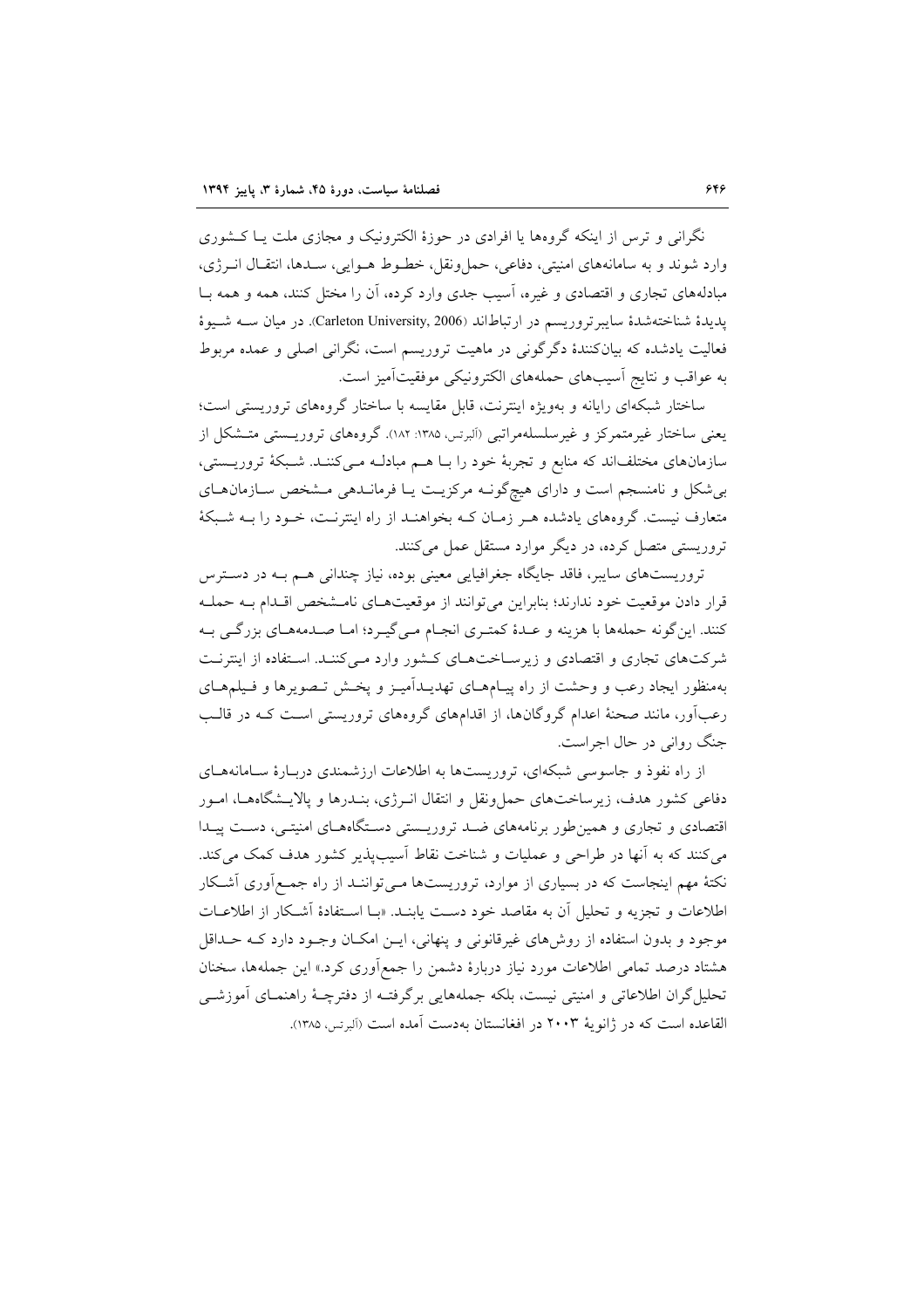نگرانی و ترس از اینکه گروه‌ها یا افرادی در حوزهٔ الکترونیک و مجازی ملت یـا کـشوری وارد شوند و به سامانه‌های امنیتی، دفاعی، حمل‌ونقل، خطـوط هـوایی، سـدها، انتقـال انـرژی، مبادله‌های تجاری و اقتصادی و غیره، آسیب جدی وارد کرده، آن را مختل کنند، همه و همه بـا پدیدهٔ شناخته‌شدهٔ سایبرتروریسم در ارتباط‌اند (Carleton University, 2006). در میان سـه شـیوهٔ فعالیت یادشده که بیان‌کنندهٔ دگرگونی در ماهیت تروریسم است، نگرانی اصلی و عمده مربوط به عواقب و نتایج آسیب‌های حمله‌های الکترونیکی موفقیت‌آمیز است.

ساختار شبکه‌ای رایانه و به‌ویژه اینترنت، قابل مقایسه با ساختار گروه‌های تروریستی است؛ یعنی ساختار غیرمتمرکز و غیرسلسله‌مراتبی (آلبرتس، ۱۳۸۵: ۱۸۲). گروه‌های تروریـستی متـشکل از سازمان‌های مختلف‌اند که منابع و تجربهٔ خود را بـا هـم مبادلـه مـی‌کننـد. شـبکهٔ تروریـستی، بی‌شکل و نامنسجم است و دارای هیچ‌گونـه مرکزیـت یـا فرمانـدهی مـشخص سـازمان‌هـای متعارف نیست. گروه‌های یادشده هـر زمـان کـه بخواهنـد از راه اینترنـت، خـود را بـه شـبکهٔ تروریستی متصل کرده، در دیگر موارد مستقل عمل می‌کنند.

تروریست‌های سایبر، فاقد جایگاه جغرافیایی معینی بوده، نیاز چندانی هـم بـه در دسـترس قرار دادن موقعیت خود ندارند؛ بنابراین می‌توانند از موقعیت‌هـای نامـشخص اقـدام بـه حملـه کنند. این‌گونه حمله‌ها با هزینه و عـدهٔ کمتـری انجـام مـی‌گیـرد؛ امـا صـدمه‌هـای بزرگـی بـه شرکت‌های تجاری و اقتصادی و زیرسـاخت‌هـای کـشور وارد مـی‌کننـد. اسـتفاده از اینترنـت به‌منظور ایجاد رعب و وحشت از راه پیـام‌هـای تهدیـدآمیـز و پخـش تـصویرها و فـیلم‌هـای رعب‌آور، مانند صحنهٔ اعدام گروگان‌ها، از اقدام‌های گروه‌های تروریستی اسـت کـه در قالـب جنگ روانی در حال اجراست.

از راه نفوذ و جاسوسی شبکه‌ای، تروریست‌ها به اطلاعات ارزشمندی دربـارهٔ سـامانه‌هـای دفاعی کشور هدف، زیرساخت‌های حمل‌ونقل و انتقال انـرژی، بنـدرها و پالایـشگاه‌هـا، امـور اقتصادی و تجاری و همین‌طور برنامه‌های ضـد تروریـستی دسـتگاه‌هـای امنیتـی، دسـت پیـدا می‌کنند که به آنها در طراحی و عملیات و شناخت نقاط آسیب‌پذیر کشور هدف کمک می‌کند. نکتهٔ مهم اینجاست که در بسیاری از موارد، تروریست‌ها مـی‌تواننـد از راه جمـع‌آوری آشـکار اطلاعات و تجزیه و تحلیل آن به مقاصد خود دسـت یابنـد. «بـا اسـتفادهٔ آشـکار از اطلاعـات موجود و بدون استفاده از روش‌های غیرقانونی و پنهانی، ایـن امکـان وجـود دارد کـه حـداقل هشتاد درصد تمامی اطلاعات مورد نیاز دربارهٔ دشمن را جمع‌آوری کرد.» این جمله‌ها، سخنان تحلیل‌گران اطلاعاتی و امنیتی نیست، بلکه جمله‌هایی برگرفتـه از دفترچـهٔ راهنمـای آموزشـی القاعده است که در ژانویهٔ ۲۰۰۳ در افغانستان به‌دست آمده است (آلبرتس، ۱۳۸۵).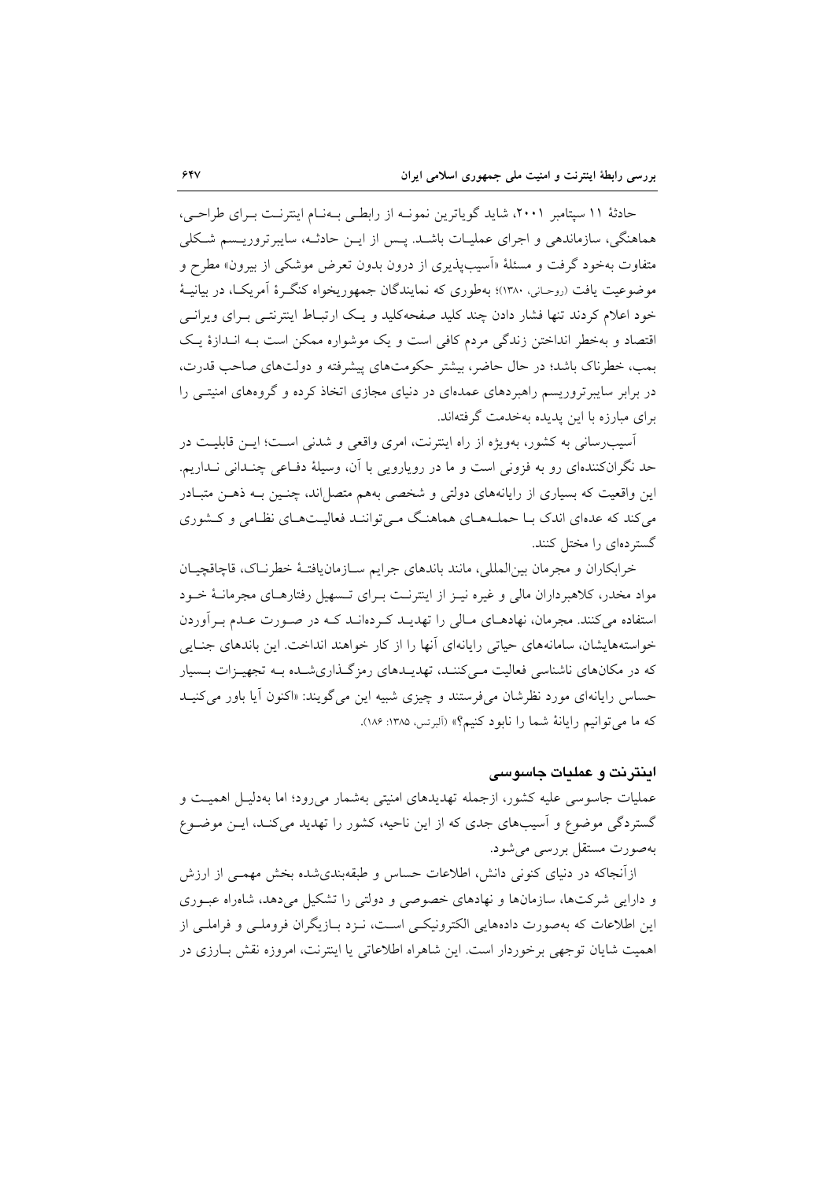حادثهٔ ۱۱ سپتامبر ۲۰۰۱، شاید گویاترین نمونـه از رابطـی بـه‌نـام اینترنـت بـرای طراحـی، هماهنگی، سازماندهی و اجرای عملیـات باشـد. پـس از ایـن حادثـه، سایبرتروریـسم شـکلی متفاوت به‌خود گرفت و مسئلهٔ «آسیب‌پذیری از درون بدون تعرض موشکی از بیرون» مطرح و موضوعیت یافت (روحانی، ۱۳۸۰)؛ به‌طوری که نمایندگان جمهوریخواه کنگـرهٔ آمریکـا، در بیانیـهٔ خود اعلام کردند تنها فشار دادن چند کلید صفحه‌کلید و یـک ارتبـاط اینترنتـی بـرای ویرانـی اقتصاد و به‌خطر انداختن زندگی مردم کافی است و یک موشواره ممکن است بـه انـدازهٔ یـک بمب، خطرناک باشد؛ در حال حاضر، بیشتر حکومت‌های پیشرفته و دولت‌های صاحب قدرت، در برابر سایبرتروریسم راهبردهای عمده‌ای در دنیای مجازی اتخاذ کرده و گروه‌های امنیتـی را برای مبارزه با این پدیده به‌خدمت گرفته‌اند.

آسیب‌رسانی به کشور، به‌ویژه از راه اینترنت، امری واقعی و شدنی اسـت؛ ایـن قابلیـت در حد نگران‌کننده‌ای رو به فزونی است و ما در رویارویی با آن، وسیلهٔ دفـاعی چنـدانی نـداریم. این واقعیت که بسیاری از رایانه‌های دولتی و شخصی به‌هم متصل‌اند، چنـین بـه ذهـن متبـادر می‌کند که عده‌ای اندک بـا حملـه‌هـای هماهنـگ مـی‌تواننـد فعالیـت‌هـای نظـامی و کـشوری گسترده‌ای را مختل کنند.

خرابکاران و مجرمان بین‌المللی، مانند باندهای جرایم سـازمان‌یافتـهٔ خطرنـاک، قاچاقچیـان مواد مخدر، کلاهبرداران مالی و غیره نیـز از اینترنـت بـرای تـسهیل رفتارهـای مجرمانـهٔ خـود استفاده می‌کنند. مجرمان، نهادهـای مـالی را تهدیـد کـرده‌انـد کـه در صـورت عـدم بـرآوردن خواسته‌هایشان، سامانه‌های حیاتی رایانه‌ای آنها را از کار خواهند انداخت. این باندهای جنـایی که در مکان‌های ناشناسی فعالیت مـی‌کننـد، تهدیـدهای رمزگـذاری‌شـده بـه تجهیـزات بـسیار حساس رایانه‌ای مورد نظرشان می‌فرستند و چیزی شبیه این می‌گویند: «اکنون آیا باور می‌کنیـد که ما می‌توانیم رایانهٔ شما را نابود کنیم؟» (آلبرتس، ۱۳۸۵: ۱۸۶).

## اینترنت و عملیات جاسوسی

عملیات جاسوسی علیه کشور، ازجمله تهدیدهای امنیتی به‌شمار می‌رود؛ اما به‌دلیـل اهمیـت و گستردگی موضوع و آسیب‌های جدی که از این ناحیه، کشور را تهدید می‌کنـد، ایـن موضـوع به‌صورت مستقل بررسی می‌شود.

ازآنجاکه در دنیای کنونی دانش، اطلاعات حساس و طبقه‌بندی‌شده بخش مهمـی از ارزش و دارایی شرکت‌ها، سازمان‌ها و نهادهای خصوصی و دولتی را تشکیل می‌دهد، شاه‌راه عبـوری این اطلاعات که به‌صورت داده‌هایی الکترونیکـی اسـت، نـزد بـازیگران فروملـی و فراملـی از اهمیت شایان توجهی برخوردار است. این شاهراه اطلاعاتی یا اینترنت، امروزه نقش بـارزی در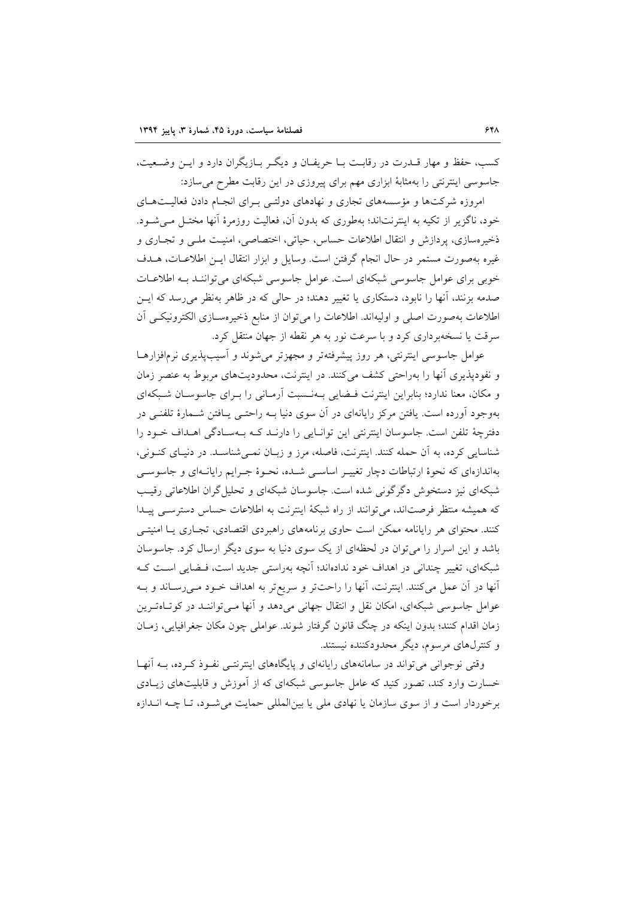کسب، حفظ و مهار قـدرت در رقابـت بـا حریفـان و دیگـر بـازیگران دارد و ایـن وضـعیت، جاسوسی اینترنتی را به‌مثابهٔ ابزاری مهم برای پیروزی در این رقابت مطرح می‌سازد:

امروزه شرکت‌ها و مؤسسه‌های تجاری و نهادهای دولتـی بـرای انجـام دادن فعالیـت‌هـای خود، ناگزیر از تکیه به اینترنت‌اند؛ به‌طوری که بدون آن، فعالیت روزمرهٔ آنها مختـل مـی‌شـود. ذخیره‌سازی، پردازش و انتقال اطلاعات اطلاعات حساس، حیاتی، اختصاصی، امنیـت ملـی و تجـاری و غیره به‌صورت مستمر در حال انجام گرفتن است. وسایل و ابزار انتقال ایـن اطلاعـات، هـدف خوبی برای عوامل جاسوسی شبکه‌ای است. عوامل جاسوسی شبکه‌ای می‌تواننـد بـه اطلاعـات صدمه بزنند، آنها را نابود، دستکاری یا تغییر دهند؛ در حالی که در ظاهر به‌نظر می‌رسد که ایـن اطلاعات به‌صورت اصلی و اولیه‌اند. اطلاعات را می‌توان از منابع ذخیره‌سـازی الکترونیکـی آن سرقت یا نسخه‌برداری کرد و با سرعت نور به هر نقطه از جهان منتقل کرد.

عوامل جاسوسی اینترنتی، هر روز پیشرفته‌تر و مجهزتر می‌شوند و آسیب‌پذیری نرم‌افزارهـا و نفوذپذیری آنها را به‌راحتی کشف می‌کنند. در اینترنت، محدودیت‌های مربوط به عنصر زمان و مکان، معنا ندارد؛ بنابراین اینترنت فـضایی بـه‌نـسبت آرمـانی را بـرای جاسوسـان شـبکه‌ای به‌وجود آورده است. یافتن مرکز رایانه‌ای در آن سوی دنیا بـه راحتـی یـافتن شـمارهٔ تلفنـی در دفترچهٔ تلفن است. جاسوسان اینترنتی این توانـایی را دارنـد کـه بـه‌سـادگی اهـداف خـود را شناسایی کرده، به آن حمله کنند. اینترنت، فاصله، مرز و زبـان نمـی‌شناسـد. در دنیـای کنـونی، به‌اندازه‌ای که نحوهٔ ارتباطات دچار تغییـر اساسـی شـده، نحـوهٔ جـرایم رایانـه‌ای و جاسوسـی شبکه‌ای نیز دستخوش دگرگونی شده است. جاسوسان شبکه‌ای و تحلیل‌گران اطلاعاتی رقیـب که همیشه منتظر فرصت‌اند، می‌توانند از راه شبکهٔ اینترنت به اطلاعات حساس دسترسـی پیـدا کنند. محتوای هر رایانامه ممکن است حاوی برنامه‌های راهبردی اقتصادی، تجـاری یـا امنیتـی باشد و این اسرار را می‌توان در لحظه‌ای از یک سوی دنیا به سوی دیگر ارسال کرد. جاسوسان شبکه‌ای، تغییر چندانی در اهداف خود نداده‌اند؛ آنچه به‌راستی جدید است، فـضایی اسـت کـه آنها در آن عمل می‌کنند. اینترنت، آنها را راحت‌تر و سریع‌تر به اهداف خـود مـی‌رسـاند و بـه عوامل جاسوسی شبکه‌ای، امکان نقل و انتقال جهانی می‌دهد و آنها مـی‌تواننـد در کوتـاه‌تـرین زمان اقدام کنند؛ بدون اینکه در چنگ قانون گرفتار شوند. عواملی چون مکان جغرافیایی، زمـان و کنترل‌های مرسوم، دیگر محدودکننده نیستند.

وقتی نوجوانی می‌تواند در سامانه‌های رایانه‌ای و پایگاه‌های اینترنتـی نفـوذ کـرده، بـه آنهـا خسارت وارد کند، تصور کنید که عامل جاسوسی شبکه‌ای که از آموزش و قابلیت‌های زیـادی برخوردار است و از سوی سازمان یا نهادی ملی یا بین‌المللی حمایت می‌شـود، تـا چـه انـدازه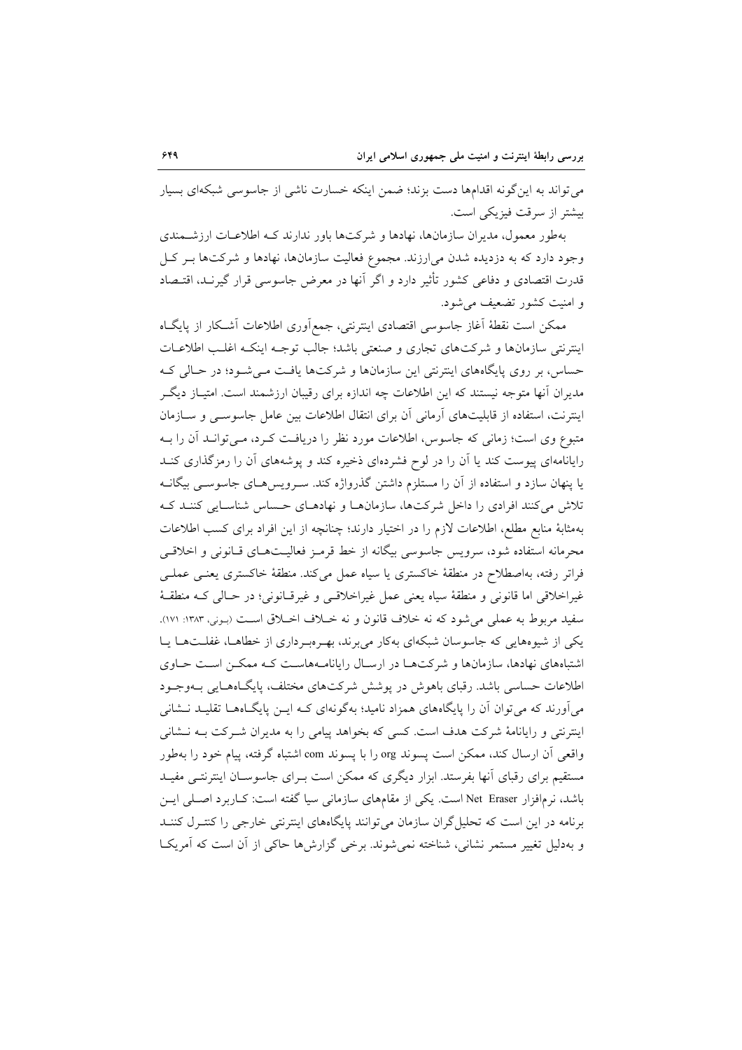می‌تواند به این‌گونه اقدام‌ها دست بزند؛ ضمن اینکه خسارت ناشی از جاسوسی شبکه‌ای بسیار بیشتر از سرقت فیزیکی است.

به‌طور معمول، مدیران سازمان‌ها، نهادها و شرکت‌ها باور ندارند که اطلاعات ارزشمندی وجود دارد که به دزدیده شدن می‌ارزند. مجموع فعالیت سازمان‌ها، نهادها و شرکت‌ها بر کل قدرت اقتصادی و دفاعی کشور تأثیر دارد و اگر آنها در معرض جاسوسی قرار گیرند، اقتصاد و امنیت کشور تضعیف می‌شود.

ممکن است نقطهٔ آغاز جاسوسی اقتصادی اینترنتی، جمع‌آوری اطلاعات آشکار از پایگاه اینترنتی سازمان‌ها و شرکت‌های تجاری و صنعتی باشد؛ جالب توجه اینکه اغلب اطلاعات حساس، بر روی پایگاه‌های اینترنتی این سازمان‌ها و شرکت‌ها یافت می‌شود؛ در حالی که مدیران آنها متوجه نیستند که این اطلاعات چه اندازه برای رقیبان ارزشمند است. امتیاز دیگر اینترنت، استفاده از قابلیت‌های آرمانی آن برای انتقال اطلاعات بین عامل جاسوسی و سازمان متبوع وی است؛ زمانی که جاسوس، اطلاعات مورد نظر را دریافت کرد، می‌تواند آن را به رایانامه‌ای پیوست کند یا آن را در لوح فشرده‌ای ذخیره کند و پوشه‌های آن را رمزگذاری کند یا پنهان سازد و استفاده از آن را مستلزم داشتن گذرواژه کند. سرویس‌های جاسوسی بیگانه تلاش می‌کنند افرادی را داخل شرکت‌ها، سازمان‌ها و نهادهای حساس شناسایی کنند که به‌مثابهٔ منابع مطلع، اطلاعات لازم را در اختیار دارند؛ چنانچه از این افراد برای کسب اطلاعات محرمانه استفاده شود، سرویس جاسوسی بیگانه از خط قرمز فعالیت‌های قانونی و اخلاقی فراتر رفته، به‌اصطلاح در منطقهٔ خاکستری یا سیاه عمل می‌کند. منطقهٔ خاکستری یعنی عملی غیراخلاقی اما قانونی و منطقهٔ سیاه یعنی عمل غیراخلاقی و غیرقانونی؛ در حالی که منطقهٔ سفید مربوط به عملی می‌شود که نه خلاف قانون و نه خلاف اخلاق است (بونی، ۱۳۸۳: ۱۷۱).

یکی از شیوه‌هایی که جاسوسان شبکه‌ای به‌کار می‌برند، بهره‌برداری از خطاها، غفلت‌ها یا اشتباه‌های نهادها، سازمان‌ها و شرکت‌ها در ارسال رایانامه‌هاست که ممکن است حاوی اطلاعات حساسی باشد. رقبای باهوش در پوشش شرکت‌های مختلف، پایگاه‌هایی به‌وجود می‌آورند که می‌توان آن را پایگاه‌های همزاد نامید؛ به‌گونه‌ای که این پایگاه‌ها تقلید نشانی اینترنتی و رایانامهٔ شرکت هدف است. کسی که بخواهد پیامی را به مدیران شرکت به نشانی واقعی آن ارسال کند، ممکن است پسوند org را با پسوند com اشتباه گرفته، پیام خود را به‌طور مستقیم برای رقبای آنها بفرستد. ابزار دیگری که ممکن است برای جاسوسان اینترنتی مفید باشد، نرم‌افزار Net Eraser است. یکی از مقام‌های سازمانی سیا گفته است: کاربرد اصلی این برنامه در این است که تحلیل‌گران سازمان می‌توانند پایگاه‌های اینترنتی خارجی را کنترل کنند و به‌دلیل تغییر مستمر نشانی، شناخته نمی‌شوند. برخی گزارش‌ها حاکی از آن است که آمریکا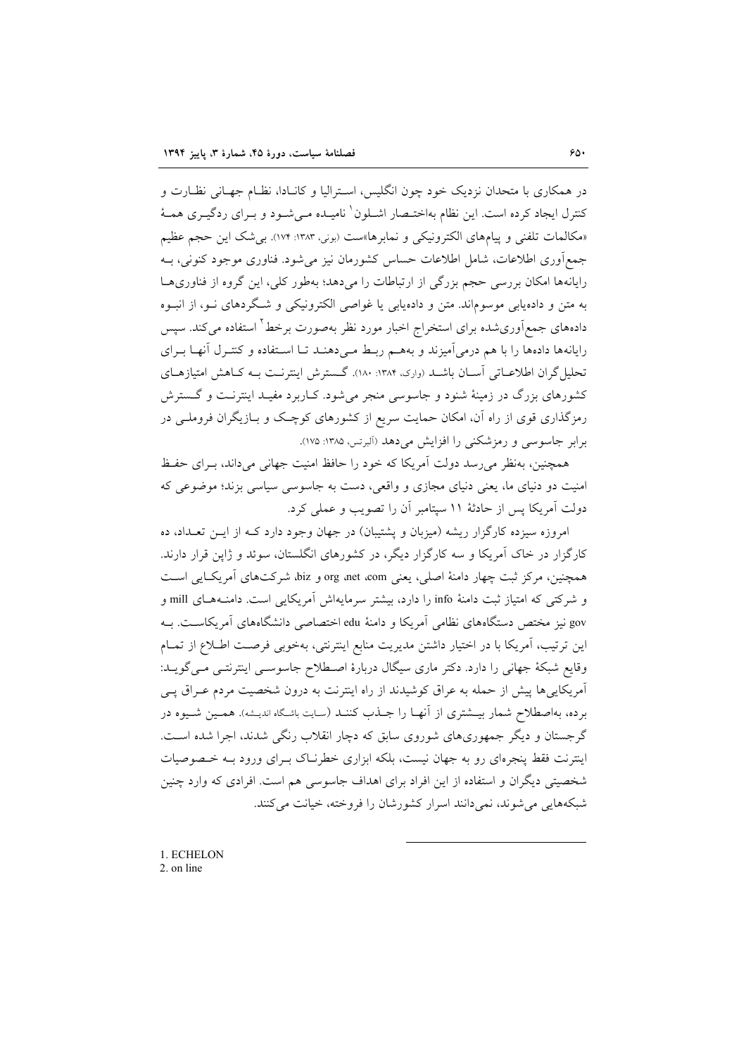در همکاری با متحدان نزدیک خود چون انگلیس، استرالیا و کانادا، نظام جهانی نظارت و کنترل ایجاد کرده است. این نظام به‌اختصار اشلون[1] نامیده می‌شود و برای ردگیری همهٔ «مکالمات تلفنی و پیام‌های الکترونیکی و نمابرها»ست (بونی، ۱۳۸۳: ۱۷۴). بی‌شک این حجم عظیم جمع‌آوری اطلاعات، شامل اطلاعات حساس کشورمان نیز می‌شود. فناوری موجود کنونی، به رایانه‌ها امکان بررسی حجم بزرگی از ارتباطات را می‌دهد؛ به‌طور کلی، این گروه از فناوری‌ها به متن و داده‌یابی موسوم‌اند. متن و داده‌یابی یا غواصی الکترونیکی و شگردهای نو، از انبوه داده‌های جمع‌آوری‌شده برای استخراج اخبار مورد نظر به‌صورت برخط[2] استفاده می‌کند. سپس رایانه‌ها داده‌ها را با هم درمی‌آمیزند و به‌هم ربط می‌دهند تا استفاده و کنترل آنها برای تحلیل‌گران اطلاعاتی آسان باشد (وارک، ۱۳۸۴: ۱۸۰). گسترش اینترنت به کاهش امتیازهای کشورهای بزرگ در زمینهٔ شنود و جاسوسی منجر می‌شود. کاربرد مفید اینترنت و گسترش رمزگذاری قوی از راه آن، امکان حمایت سریع از کشورهای کوچک و بازیگران فروملی در برابر جاسوسی و رمزشکنی را افزایش می‌دهد (آلبرتس، ۱۳۸۵: ۱۷۵).

همچنین، به‌نظر می‌رسد دولت آمریکا که خود را حافظ امنیت جهانی می‌داند، برای حفظ امنیت دو دنیای ما، یعنی دنیای مجازی و واقعی، دست به جاسوسی سیاسی بزند؛ موضوعی که دولت آمریکا پس از حادثهٔ ۱۱ سپتامبر آن را تصویب و عملی کرد.

امروزه سیزده کارگزار ریشه (میزبان و پشتیبان) در جهان وجود دارد که از این تعداد، ده کارگزار در خاک آمریکا و سه کارگزار دیگر، در کشورهای انگلستان، سوئد و ژاپن قرار دارند. همچنین، مرکز ثبت چهار دامنهٔ اصلی، یعنی com، net، org و biz، شرکت‌های آمریکایی است و شرکتی که امتیاز ثبت دامنهٔ info را دارد، بیشتر سرمایه‌اش آمریکایی است. دامنه‌های mill و gov نیز مختص دستگاه‌های نظامی آمریکا و دامنهٔ edu اختصاصی دانشگاه‌های آمریکاست. به این ترتیب، آمریکا با در اختیار داشتن مدیریت منابع اینترنتی، به‌خوبی فرصت اطلاع از تمام وقایع شبکهٔ جهانی را دارد. دکتر ماری سیگال دربارهٔ اصطلاح جاسوسی اینترنتی می‌گوید: آمریکایی‌ها پیش از حمله به عراق کوشیدند از راه اینترنت به درون شخصیت مردم عراق پی برده، به‌اصطلاح شمار بیشتری از آنها را جذب کنند (سایت باشگاه اندیشه). همین شیوه در گرجستان و دیگر جمهوری‌های شوروی سابق که دچار انقلاب رنگی شدند، اجرا شده است. اینترنت فقط پنجره‌ای رو به جهان نیست، بلکه ابزاری خطرناک برای ورود به خصوصیات شخصیتی دیگران و استفاده از این افراد برای اهداف جاسوسی هم است. افرادی که وارد چنین شبکه‌هایی می‌شوند، نمی‌دانند اسرار کشورشان را فروخته، خیانت می‌کنند.

---

1. ECHELON
2. on line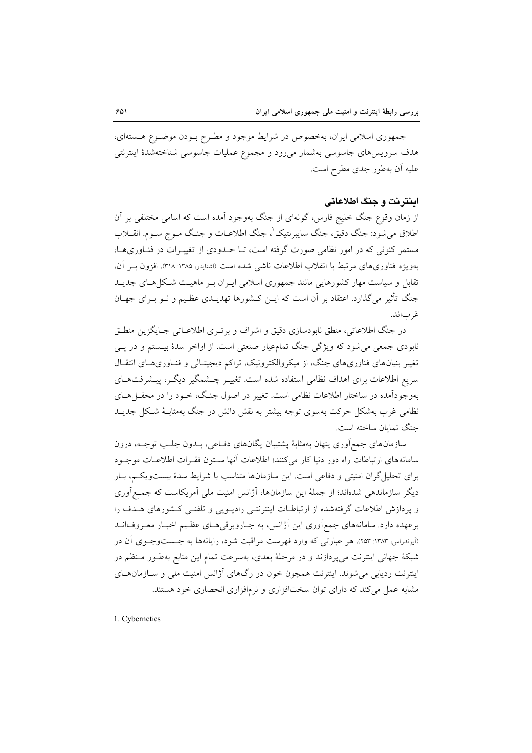جمهوری اسلامی ایران، به‌خصوص در شرایط موجود و مطرح بودن موضوع هسته‌ای، هدف سرویس‌های جاسوسی به‌شمار می‌رود و مجموع عملیات جاسوسی شناخته‌شدهٔ اینترنتی علیه آن به‌طور جدی مطرح است.

## اینترنت و جنگ اطلاعاتی

از زمان وقوع جنگ خلیج فارس، گونه‌ای از جنگ به‌وجود آمده است که اسامی مختلفی بر آن اطلاق می‌شود: جنگ دقیق، جنگ سایبرنتیک[1]، جنگ اطلاعات و جنگ موج سوم. انقلاب مستمر کنونی که در امور نظامی صورت گرفته است، تا حدودی از تغییرات در فناوری‌ها، به‌ویژه فناوری‌های مرتبط با انقلاب اطلاعات ناشی شده است (اشنایدر، ۱۳۸۵: ۳۱۸). افزون بر آن، تقابل و سیاست مهار کشورهایی مانند جمهوری اسلامی ایران بر ماهیت شکل‌های جدید جنگ تأثیر می‌گذارد. اعتقاد بر آن است که این کشورها تهدیدی عظیم و نو برای جهان غرب‌اند.

در جنگ اطلاعاتی، منطق نابودسازی دقیق و اشراف و برتری اطلاعاتی جایگزین منطق نابودی جمعی می‌شود که ویژگی جنگ تمام‌عیار صنعتی است. از اواخر سدهٔ بیستم و در پی تغییر بنیان‌های فناوری‌های جنگ، از میکروالکترونیک، تراکم دیجیتالی و فناوری‌های انتقال سریع اطلاعات برای اهداف نظامی استفاده شده است. تغییر چشمگیر دیگر، پیشرفت‌های به‌وجودآمده در ساختار اطلاعات نظامی است. تغییر در اصول جنگ، خود را در محفل‌های نظامی غرب به‌شکل حرکت به‌سوی توجه بیشتر به نقش دانش در جنگ به‌مثابهٔ شکل جدید جنگ نمایان ساخته است.

سازمان‌های جمع‌آوری پنهان به‌مثابهٔ پشتیبان یگان‌های دفاعی، بدون جلب توجه، درون سامانه‌های ارتباطات راه دور دنیا کار می‌کنند؛ اطلاعات آنها ستون فقرات اطلاعات موجود برای تحلیل‌گران امنیتی و دفاعی است. این سازمان‌ها متناسب با شرایط سدهٔ بیست‌ویکم، بار دیگر سازماندهی شده‌اند؛ از جملهٔ این سازمان‌ها، آژانس امنیت ملی آمریکاست که جمع‌آوری و پردازش اطلاعات گرفته‌شده از ارتباطات اینترنتی رادیویی و تلفنی کشورهای هدف را برعهده دارد. سامانه‌های جمع‌آوری این آژانس، به جاروبرقی‌های عظیم اخبار معروف‌اند (آیزندراس، ۱۳۸۳: ۲۵۳). هر عبارتی که وارد فهرست مراقبت شود، رایانه‌ها به جست‌وجوی آن در شبکهٔ جهانی اینترنت می‌پردازند و در مرحلهٔ بعدی، به‌سرعت تمام این منابع به‌طور منظم در اینترنت ردیابی می‌شوند. اینترنت همچون خون در رگ‌های آژانس امنیت ملی و سازمان‌های مشابه عمل می‌کند که دارای توان سخت‌افزاری و نرم‌افزاری انحصاری خود هستند.

---

1. Cybernetics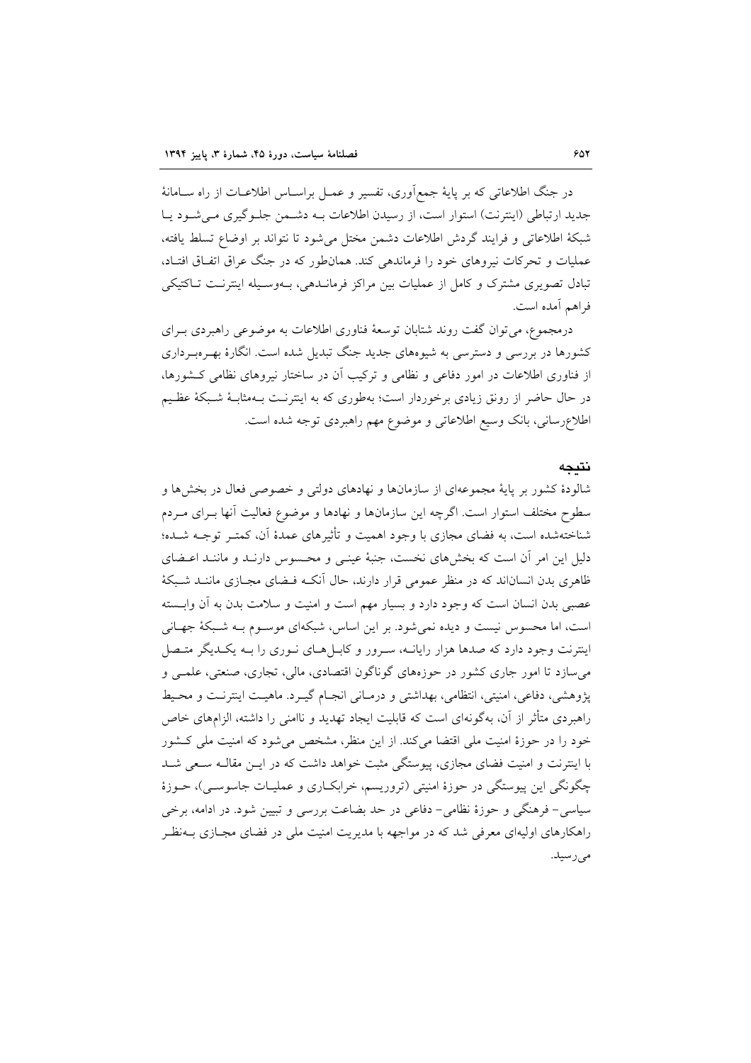در جنگ اطلاعاتی که بر پایهٔ جمع‌آوری، تفسیر و عمل براساس اطلاعات از راه سامانهٔ جدید ارتباطی (اینترنت) استوار است، از رسیدن اطلاعات به دشمن جلوگیری می‌شود یا شبکهٔ اطلاعاتی و فرایند گردش اطلاعات دشمن مختل می‌شود تا نتواند بر اوضاع تسلط یافته، عملیات و تحرکات نیروهای خود را فرماندهی کند. همان‌طور که در جنگ عراق اتفاق افتاد، تبادل تصویری مشترک و کامل از عملیات بین مراکز فرماندهی، به‌وسیله اینترنت تاکتیکی فراهم آمده است.

درمجموع، می‌توان گفت روند شتابان توسعهٔ فناوری اطلاعات به موضوعی راهبردی برای کشورها در بررسی و دسترسی به شیوه‌های جدید جنگ تبدیل شده است. انگارهٔ بهره‌برداری از فناوری اطلاعات در امور دفاعی و نظامی و ترکیب آن در ساختار نیروهای نظامی کشورها، در حال حاضر از رونق زیادی برخوردار است؛ به‌طوری که به اینترنت به‌مثابهٔ شبکهٔ عظیم اطلاع‌رسانی، بانک وسیع اطلاعاتی و موضوع مهم راهبردی توجه شده است.

## نتیجه

شالودهٔ کشور بر پایهٔ مجموعه‌ای از سازمان‌ها و نهادهای دولتی و خصوصی فعال در بخش‌ها و سطوح مختلف استوار است. اگرچه این سازمان‌ها و نهادها و موضوع فعالیت آنها برای مردم شناخته‌شده است، به فضای مجازی با وجود اهمیت و تأثیرهای عمدهٔ آن، کمتر توجه شده؛ دلیل این امر آن است که بخش‌های نخست، جنبهٔ عینی و محسوس دارند و مانند اعضای ظاهری بدن انسان‌اند که در منظر عمومی قرار دارند، حال آنکه فضای مجازی مانند شبکهٔ عصبی بدن انسان است که وجود دارد و بسیار مهم است و امنیت و سلامت بدن به آن وابسته است، اما محسوس نیست و دیده نمی‌شود. بر این اساس، شبکه‌ای موسوم به شبکهٔ جهانی اینترنت وجود دارد که صدها هزار رایانه، سرور و کابل‌های نوری را به یکدیگر متصل می‌سازد تا امور جاری کشور در حوزه‌های گوناگون اقتصادی، مالی، تجاری، صنعتی، علمی و پژوهشی، دفاعی، امنیتی، انتظامی، بهداشتی و درمانی انجام گیرد. ماهیت اینترنت و محیط راهبردی متأثر از آن، به‌گونه‌ای است که قابلیت ایجاد تهدید و ناامنی را داشته، الزام‌های خاص خود را در حوزهٔ امنیت ملی اقتضا می‌کند. از این منظر، مشخص می‌شود که امنیت ملی کشور با اینترنت و امنیت فضای مجازی، پیوستگی مثبت خواهد داشت که در این مقاله سعی شد چگونگی این پیوستگی در حوزهٔ امنیتی (تروریسم، خرابکاری و عملیات جاسوسی)، حوزهٔ سیاسی- فرهنگی و حوزهٔ نظامی- دفاعی در حد بضاعت بررسی و تبیین شود. در ادامه، برخی راهکارهای اولیه‌ای معرفی شد که در مواجهه با مدیریت امنیت ملی در فضای مجازی به‌نظر می‌رسید.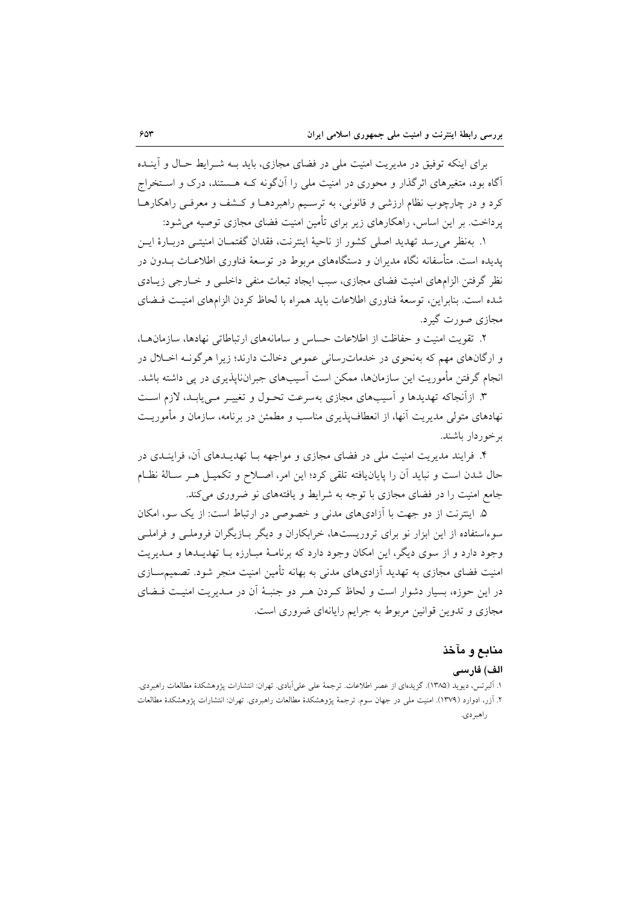برای اینکه توفیق در مدیریت امنیت ملی در فضای مجازی، باید بـه شـرایط حـال و آینـده آگاه بود، متغیرهای اثرگذار و محوری در امنیت ملی را آن‌گونه کـه هـستند، درک و اسـتخراج کرد و در چارچوب نظام ارزشی و قانونی، به ترسـیم راهبردهـا و کـشف و معرفـی راهکارهـا پرداخت. بر این اساس، راهکارهای زیر برای تأمین امنیت فضای مجازی توصیه می‌شود:

۱. به‌نظر می‌رسد تهدید اصلی کشور از ناحیهٔ اینترنت، فقدان گفتمـان امنیتـی دربـارهٔ ایـن پدیده است. متأسفانه نگاه مدیران و دستگاه‌های مربوط در توسعهٔ فناوری اطلاعـات بـدون در نظر گرفتن الزام‌های امنیت فضای مجازی، سبب ایجاد تبعات منفی داخلـی و خـارجی زیـادی شده است. بنابراین، توسعهٔ فناوری اطلاعات باید همراه با لحاظ کردن الزام‌های امنیـت فـضای مجازی صورت گیرد.

۲. تقویت امنیت و حفاظت از اطلاعات حساس و سامانه‌های ارتباطاتی نهادها، سازمان‌هـا، و ارگان‌های مهم که به‌نحوی در خدمات‌رسانی عمومی دخالت دارند؛ زیرا هرگونـه اخـلال در انجام گرفتن مأموریت این سازمان‌ها، ممکن است آسیب‌های جبران‌ناپذیری در پی داشته باشد.

۳. ازآنجاکه تهدیدها و آسیب‌های مجازی به‌سرعت تحـول و تغییـر مـی‌یابـد، لازم اسـت نهادهای متولی مدیریت آنها، از انعطاف‌پذیری مناسب و مطمئن در برنامه، سازمان و مأموریـت برخوردار باشند.

۴. فرایند مدیریت امنیت ملی در فضای مجازی و مواجهه بـا تهدیـدهای آن، فراینـدی در حال شدن است و نباید آن را پایان‌یافته تلقی کرد؛ این امر، اصـلاح و تکمیـل هـر سـالهٔ نظـام جامع امنیت را در فضای مجازی با توجه به شرایط و یافته‌های نو ضروری می‌کند.

۵. اینترنت از دو جهت با آزادی‌های مدنی و خصوصی در ارتباط است: از یک سو، امکان سوءاستفاده از این ابزار نو برای تروریست‌ها، خرابکاران و دیگر بـازیگران فروملـی و فراملـی وجود دارد و از سوی دیگر، این امکان وجود دارد که برنامـهٔ مبـارزه بـا تهدیـدها و مـدیریت امنیت فضای مجازی به تهدید آزادی‌های مدنی به بهانه تأمین امنیت منجر شود. تصمیم‌سـازی در این حوزه، بسیار دشوار است و لحاظ کـردن هـر دو جنبـهٔ آن در مـدیریت امنیـت فـضای مجازی و تدوین قوانین مربوط به جرایم رایانه‌ای ضروری است.

## منابع و مآخذ

### الف) فارسی

۱. آلبرتس، دیوید (۱۳۸۵). گزیده‌ای از عصر اطلاعات. ترجمهٔ علی علی‌آبادی. تهران: انتشارات پژوهشکدهٔ مطالعات راهبردی.

۲. آزر، ادوارد (۱۳۷۹). امنیت ملی در جهان سوم. ترجمهٔ پژوهشکدهٔ مطالعات راهبردی. تهران: انتشارات پژوهشکدهٔ مطالعات راهبردی.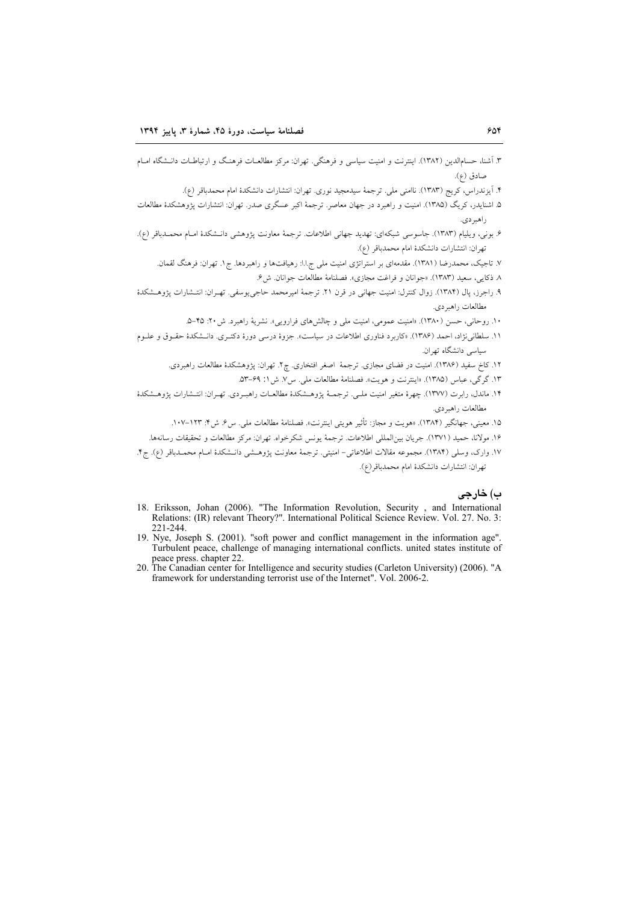۳. آشنا، حسام‌الدین (۱۳۸۲). اینترنت و امنیت سیاسی و فرهنگی. تهران: مرکز مطالعات فرهنگ و ارتباطات دانشگاه امام صادق (ع).

۴. آیزندراس، کریج (۱۳۸۳). ناامنی ملی. ترجمهٔ سیدمجید نوری. تهران: انتشارات دانشکدهٔ امام محمدباقر (ع).

۵. اشنایدر، کریگ (۱۳۸۵). امنیت و راهبرد در جهان معاصر. ترجمهٔ اکبر عسگری صدر. تهران: انتشارات پژوهشکدهٔ مطالعات راهبردی.

۶. بونی، ویلیام (۱۳۸۳). جاسوسی شبکه‌ای: تهدید جهانی اطلاعات. ترجمهٔ معاونت پژوهشی دانشکدهٔ امام محمدباقر (ع). تهران: انتشارات دانشکدهٔ امام محمدباقر (ع).

۷. تاجیک، محمدرضا (۱۳۸۱). مقدمه‌ای بر استراتژی امنیت ملی ج.ا.ا: رهیافت‌ها و راهبردها. ج۱. تهران: فرهنگ لقمان.

۸. ذکایی، سعید (۱۳۸۳). «جوانان و فراغت مجازی». فصلنامهٔ مطالعات جوانان. ش۶.

۹. راجرز، پال (۱۳۸۴). زوال کنترل: امنیت جهانی در قرن ۲۱. ترجمهٔ امیرمحمد حاجی‌یوسفی. تهران: انتشارات پژوهشکدهٔ مطالعات راهبردی.

۱۰. روحانی، حسن (۱۳۸۰). «امنیت عمومی، امنیت ملی و چالش‌های فراروی». نشریهٔ راهبرد. ش۲۰: ۴۵-۵.

۱۱. سلطانی‌نژاد، احمد (۱۳۸۶). «کاربرد فناوری اطلاعات در سیاست». جزوهٔ درسی دورهٔ دکتری. دانشکدهٔ حقوق و علوم سیاسی دانشگاه تهران.

۱۲. کاخ سفید (۱۳۸۶). امنیت در فضای مجازی. ترجمهٔ اصغر افتخاری. چ۲. تهران: پژوهشکدهٔ مطالعات راهبردی.

۱۳. گرگی، عباس (۱۳۸۵). «اینترنت و هویت». فصلنامهٔ مطالعات ملی. س۷. ش۱: ۶۹-۵۳.

۱۴. ماندل، رابرت (۱۳۷۷). چهرهٔ متغیر امنیت ملی. ترجمهٔ پژوهشکدهٔ مطالعات راهبردی. تهران: انتشارات پژوهشکدهٔ مطالعات راهبردی.

۱۵. معینی، جهانگیر (۱۳۸۴). «هویت و مجاز: تأثیر هویتی اینترنت». فصلنامهٔ مطالعات ملی. س۶. ش۴: ۱۲۳-۱۰۷.

۱۶. مولانا، حمید (۱۳۷۱). جریان بین‌المللی اطلاعات. ترجمهٔ یونس شکرخواه. تهران: مرکز مطالعات و تحقیقات رسانه‌ها.

۱۷. وارک، وسلی (۱۳۸۴). مجموعه مقالات اطلاعاتی- امنیتی. ترجمهٔ معاونت پژوهشی دانشکدهٔ امام محمدباقر (ع). ج۴. تهران: انتشارات دانشکدهٔ امام محمدباقر(ع).

## ب) خارجی

18. Eriksson, Johan (2006). "The Information Revolution, Security , and International Relations: (IR) relevant Theory?". International Political Science Review. Vol. 27. No. 3: 221-244.
19. Nye, Joseph S. (2001). "soft power and conflict management in the information age". Turbulent peace, challenge of managing international conflicts. united states institute of peace press. chapter 22.
20. The Canadian center for Intelligence and security studies (Carleton University) (2006). "A framework for understanding terrorist use of the Internet". Vol. 2006-2.